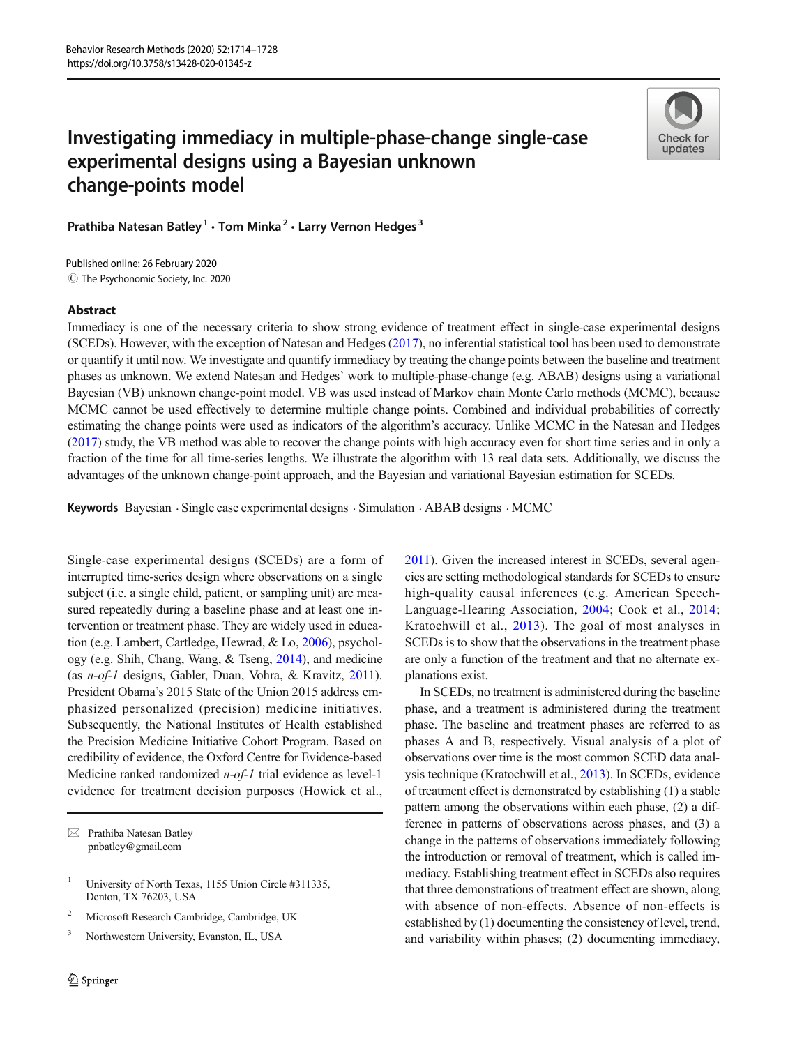# Investigating immediacy in multiple-phase-change single-case experimental designs using a Bayesian unknown change-points model

**Prathiba Natesan Batley**[1] · **Tom Minka**[2] · **Larry Vernon Hedges**[3]

Published online: 26 February 2020
© The Psychonomic Society, Inc. 2020

## Abstract

Immediacy is one of the necessary criteria to show strong evidence of treatment effect in single-case experimental designs (SCEDs). However, with the exception of Natesan and Hedges (2017), no inferential statistical tool has been used to demonstrate or quantify it until now. We investigate and quantify immediacy by treating the change points between the baseline and treatment phases as unknown. We extend Natesan and Hedges' work to multiple-phase-change (e.g. ABAB) designs using a variational Bayesian (VB) unknown change-point model. VB was used instead of Markov chain Monte Carlo methods (MCMC), because MCMC cannot be used effectively to determine multiple change points. Combined and individual probabilities of correctly estimating the change points were used as indicators of the algorithm's accuracy. Unlike MCMC in the Natesan and Hedges (2017) study, the VB method was able to recover the change points with high accuracy even for short time series and in only a fraction of the time for all time-series lengths. We illustrate the algorithm with 13 real data sets. Additionally, we discuss the advantages of the unknown change-point approach, and the Bayesian and variational Bayesian estimation for SCEDs.

**Keywords** Bayesian · Single case experimental designs · Simulation · ABAB designs · MCMC

Single-case experimental designs (SCEDs) are a form of interrupted time-series design where observations on a single subject (i.e. a single child, patient, or sampling unit) are measured repeatedly during a baseline phase and at least one intervention or treatment phase. They are widely used in education (e.g. Lambert, Cartledge, Hewrad, & Lo, 2006), psychology (e.g. Shih, Chang, Wang, & Tseng, 2014), and medicine (as *n-of-1* designs, Gabler, Duan, Vohra, & Kravitz, 2011). President Obama's 2015 State of the Union 2015 address emphasized personalized (precision) medicine initiatives. Subsequently, the National Institutes of Health established the Precision Medicine Initiative Cohort Program. Based on credibility of evidence, the Oxford Centre for Evidence-based Medicine ranked randomized *n-of-1* trial evidence as level-1 evidence for treatment decision purposes (Howick et al., 2011). Given the increased interest in SCEDs, several agencies are setting methodological standards for SCEDs to ensure high-quality causal inferences (e.g. American Speech-Language-Hearing Association, 2004; Cook et al., 2014; Kratochwill et al., 2013). The goal of most analyses in SCEDs is to show that the observations in the treatment phase are only a function of the treatment and that no alternate explanations exist.

In SCEDs, no treatment is administered during the baseline phase, and a treatment is administered during the treatment phase. The baseline and treatment phases are referred to as phases A and B, respectively. Visual analysis of a plot of observations over time is the most common SCED data analysis technique (Kratochwill et al., 2013). In SCEDs, evidence of treatment effect is demonstrated by establishing (1) a stable pattern among the observations within each phase, (2) a difference in patterns of observations across phases, and (3) a change in the patterns of observations immediately following the introduction or removal of treatment, which is called immediacy. Establishing treatment effect in SCEDs also requires that three demonstrations of treatment effect are shown, along with absence of non-effects. Absence of non-effects is established by (1) documenting the consistency of level, trend, and variability within phases; (2) documenting immediacy,

---

✉ Prathiba Natesan Batley
pnbatley@gmail.com

[1] University of North Texas, 1155 Union Circle #311335, Denton, TX 76203, USA

[2] Microsoft Research Cambridge, Cambridge, UK

[3] Northwestern University, Evanston, IL, USA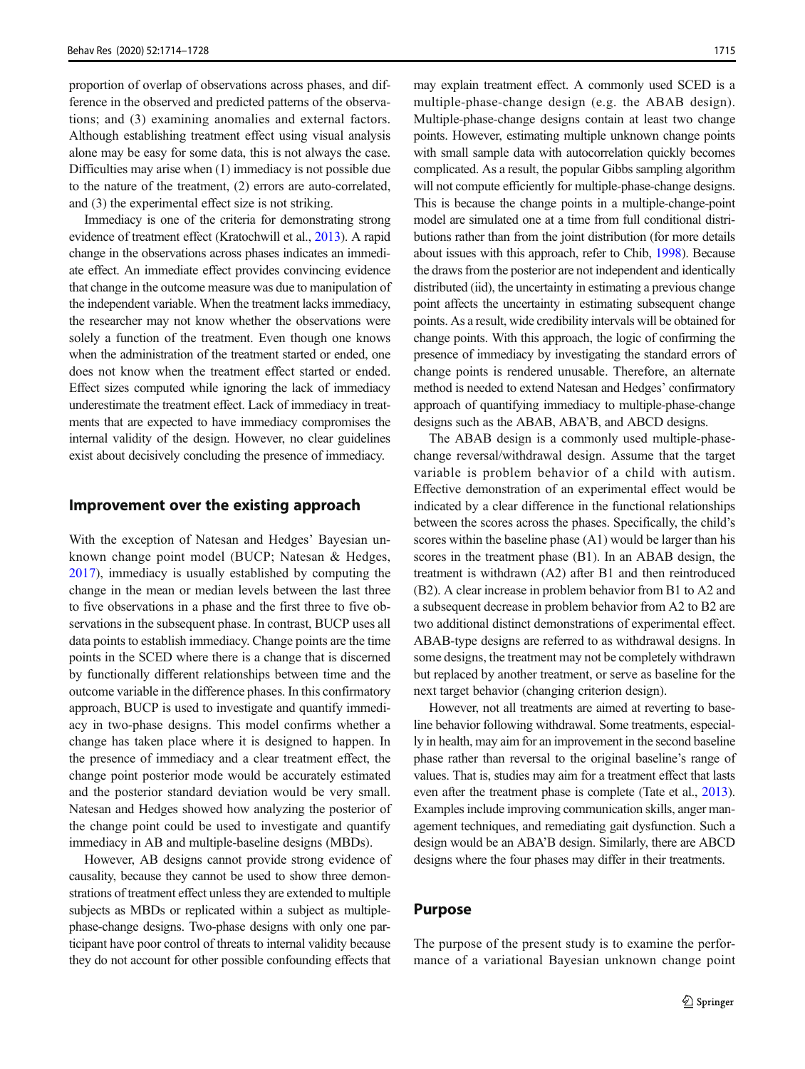proportion of overlap of observations across phases, and difference in the observed and predicted patterns of the observations; and (3) examining anomalies and external factors. Although establishing treatment effect using visual analysis alone may be easy for some data, this is not always the case. Difficulties may arise when (1) immediacy is not possible due to the nature of the treatment, (2) errors are auto-correlated, and (3) the experimental effect size is not striking.

Immediacy is one of the criteria for demonstrating strong evidence of treatment effect (Kratochwill et al., 2013). A rapid change in the observations across phases indicates an immediate effect. An immediate effect provides convincing evidence that change in the outcome measure was due to manipulation of the independent variable. When the treatment lacks immediacy, the researcher may not know whether the observations were solely a function of the treatment. Even though one knows when the administration of the treatment started or ended, one does not know when the treatment effect started or ended. Effect sizes computed while ignoring the lack of immediacy underestimate the treatment effect. Lack of immediacy in treatments that are expected to have immediacy compromises the internal validity of the design. However, no clear guidelines exist about decisively concluding the presence of immediacy.

## Improvement over the existing approach

With the exception of Natesan and Hedges' Bayesian unknown change point model (BUCP; Natesan & Hedges, 2017), immediacy is usually established by computing the change in the mean or median levels between the last three to five observations in a phase and the first three to five observations in the subsequent phase. In contrast, BUCP uses all data points to establish immediacy. Change points are the time points in the SCED where there is a change that is discerned by functionally different relationships between time and the outcome variable in the difference phases. In this confirmatory approach, BUCP is used to investigate and quantify immediacy in two-phase designs. This model confirms whether a change has taken place where it is designed to happen. In the presence of immediacy and a clear treatment effect, the change point posterior mode would be accurately estimated and the posterior standard deviation would be very small. Natesan and Hedges showed how analyzing the posterior of the change point could be used to investigate and quantify immediacy in AB and multiple-baseline designs (MBDs).

However, AB designs cannot provide strong evidence of causality, because they cannot be used to show three demonstrations of treatment effect unless they are extended to multiple subjects as MBDs or replicated within a subject as multiple-phase-change designs. Two-phase designs with only one participant have poor control of threats to internal validity because they do not account for other possible confounding effects that may explain treatment effect. A commonly used SCED is a multiple-phase-change design (e.g. the ABAB design). Multiple-phase-change designs contain at least two change points. However, estimating multiple unknown change points with small sample data with autocorrelation quickly becomes complicated. As a result, the popular Gibbs sampling algorithm will not compute efficiently for multiple-phase-change designs. This is because the change points in a multiple-change-point model are simulated one at a time from full conditional distributions rather than from the joint distribution (for more details about issues with this approach, refer to Chib, 1998). Because the draws from the posterior are not independent and identically distributed (iid), the uncertainty in estimating a previous change point affects the uncertainty in estimating subsequent change points. As a result, wide credibility intervals will be obtained for change points. With this approach, the logic of confirming the presence of immediacy by investigating the standard errors of change points is rendered unusable. Therefore, an alternate method is needed to extend Natesan and Hedges' confirmatory approach of quantifying immediacy to multiple-phase-change designs such as the ABAB, ABA'B, and ABCD designs.

The ABAB design is a commonly used multiple-phase-change reversal/withdrawal design. Assume that the target variable is problem behavior of a child with autism. Effective demonstration of an experimental effect would be indicated by a clear difference in the functional relationships between the scores across the phases. Specifically, the child's scores within the baseline phase (A1) would be larger than his scores in the treatment phase (B1). In an ABAB design, the treatment is withdrawn (A2) after B1 and then reintroduced (B2). A clear increase in problem behavior from B1 to A2 and a subsequent decrease in problem behavior from A2 to B2 are two additional distinct demonstrations of experimental effect. ABAB-type designs are referred to as withdrawal designs. In some designs, the treatment may not be completely withdrawn but replaced by another treatment, or serve as baseline for the next target behavior (changing criterion design).

However, not all treatments are aimed at reverting to baseline behavior following withdrawal. Some treatments, especially in health, may aim for an improvement in the second baseline phase rather than reversal to the original baseline's range of values. That is, studies may aim for a treatment effect that lasts even after the treatment phase is complete (Tate et al., 2013). Examples include improving communication skills, anger management techniques, and remediating gait dysfunction. Such a design would be an ABA'B design. Similarly, there are ABCD designs where the four phases may differ in their treatments.

## Purpose

The purpose of the present study is to examine the performance of a variational Bayesian unknown change point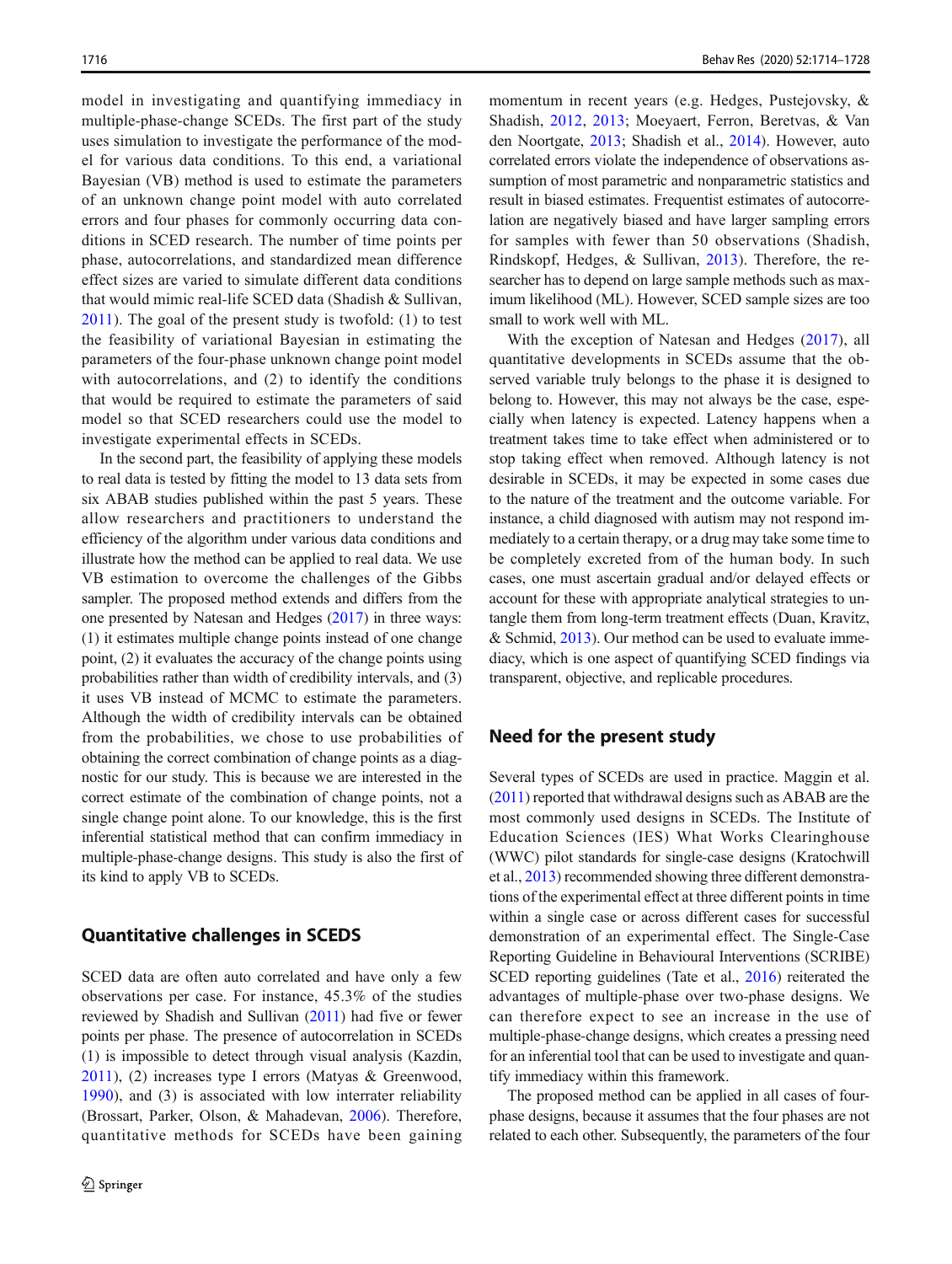model in investigating and quantifying immediacy in multiple-phase-change SCEDs. The first part of the study uses simulation to investigate the performance of the model for various data conditions. To this end, a variational Bayesian (VB) method is used to estimate the parameters of an unknown change point model with auto correlated errors and four phases for commonly occurring data conditions in SCED research. The number of time points per phase, autocorrelations, and standardized mean difference effect sizes are varied to simulate different data conditions that would mimic real-life SCED data (Shadish & Sullivan, 2011). The goal of the present study is twofold: (1) to test the feasibility of variational Bayesian in estimating the parameters of the four-phase unknown change point model with autocorrelations, and (2) to identify the conditions that would be required to estimate the parameters of said model so that SCED researchers could use the model to investigate experimental effects in SCEDs.

In the second part, the feasibility of applying these models to real data is tested by fitting the model to 13 data sets from six ABAB studies published within the past 5 years. These allow researchers and practitioners to understand the efficiency of the algorithm under various data conditions and illustrate how the method can be applied to real data. We use VB estimation to overcome the challenges of the Gibbs sampler. The proposed method extends and differs from the one presented by Natesan and Hedges (2017) in three ways: (1) it estimates multiple change points instead of one change point, (2) it evaluates the accuracy of the change points using probabilities rather than width of credibility intervals, and (3) it uses VB instead of MCMC to estimate the parameters. Although the width of credibility intervals can be obtained from the probabilities, we chose to use probabilities of obtaining the correct combination of change points as a diagnostic for our study. This is because we are interested in the correct estimate of the combination of change points, not a single change point alone. To our knowledge, this is the first inferential statistical method that can confirm immediacy in multiple-phase-change designs. This study is also the first of its kind to apply VB to SCEDs.

## Quantitative challenges in SCEDS

SCED data are often auto correlated and have only a few observations per case. For instance, 45.3% of the studies reviewed by Shadish and Sullivan (2011) had five or fewer points per phase. The presence of autocorrelation in SCEDs (1) is impossible to detect through visual analysis (Kazdin, 2011), (2) increases type I errors (Matyas & Greenwood, 1990), and (3) is associated with low interrater reliability (Brossart, Parker, Olson, & Mahadevan, 2006). Therefore, quantitative methods for SCEDs have been gaining momentum in recent years (e.g. Hedges, Pustejovsky, & Shadish, 2012, 2013; Moeyaert, Ferron, Beretvas, & Van den Noortgate, 2013; Shadish et al., 2014). However, auto correlated errors violate the independence of observations assumption of most parametric and nonparametric statistics and result in biased estimates. Frequentist estimates of autocorrelation are negatively biased and have larger sampling errors for samples with fewer than 50 observations (Shadish, Rindskopf, Hedges, & Sullivan, 2013). Therefore, the researcher has to depend on large sample methods such as maximum likelihood (ML). However, SCED sample sizes are too small to work well with ML.

With the exception of Natesan and Hedges (2017), all quantitative developments in SCEDs assume that the observed variable truly belongs to the phase it is designed to belong to. However, this may not always be the case, especially when latency is expected. Latency happens when a treatment takes time to take effect when administered or to stop taking effect when removed. Although latency is not desirable in SCEDs, it may be expected in some cases due to the nature of the treatment and the outcome variable. For instance, a child diagnosed with autism may not respond immediately to a certain therapy, or a drug may take some time to be completely excreted from of the human body. In such cases, one must ascertain gradual and/or delayed effects or account for these with appropriate analytical strategies to untangle them from long-term treatment effects (Duan, Kravitz, & Schmid, 2013). Our method can be used to evaluate immediacy, which is one aspect of quantifying SCED findings via transparent, objective, and replicable procedures.

## Need for the present study

Several types of SCEDs are used in practice. Maggin et al. (2011) reported that withdrawal designs such as ABAB are the most commonly used designs in SCEDs. The Institute of Education Sciences (IES) What Works Clearinghouse (WWC) pilot standards for single-case designs (Kratochwill et al., 2013) recommended showing three different demonstrations of the experimental effect at three different points in time within a single case or across different cases for successful demonstration of an experimental effect. The Single-Case Reporting Guideline in Behavioural Interventions (SCRIBE) SCED reporting guidelines (Tate et al., 2016) reiterated the advantages of multiple-phase over two-phase designs. We can therefore expect to see an increase in the use of multiple-phase-change designs, which creates a pressing need for an inferential tool that can be used to investigate and quantify immediacy within this framework.

The proposed method can be applied in all cases of four-phase designs, because it assumes that the four phases are not related to each other. Subsequently, the parameters of the four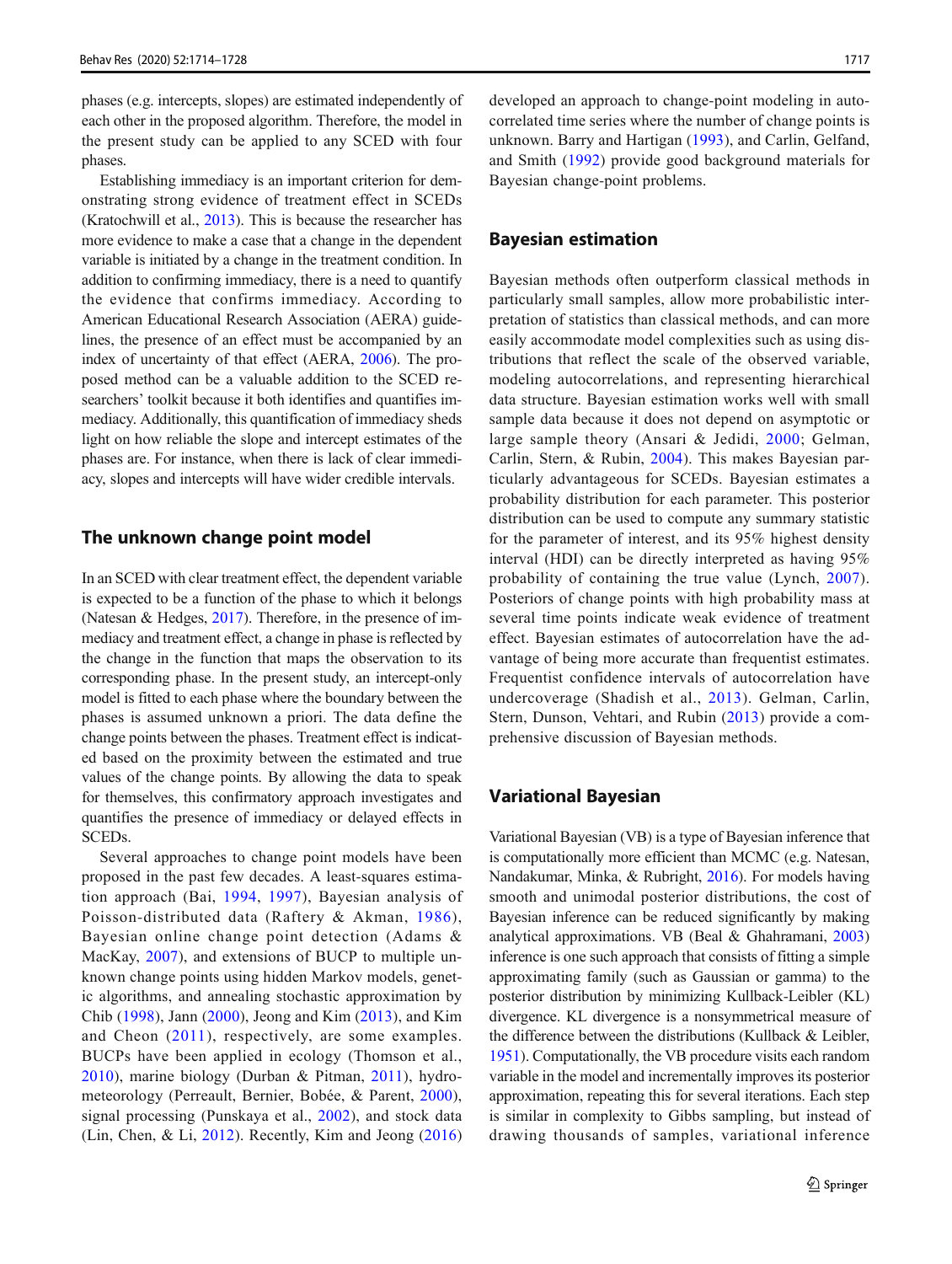phases (e.g. intercepts, slopes) are estimated independently of each other in the proposed algorithm. Therefore, the model in the present study can be applied to any SCED with four phases.

Establishing immediacy is an important criterion for demonstrating strong evidence of treatment effect in SCEDs (Kratochwill et al., 2013). This is because the researcher has more evidence to make a case that a change in the dependent variable is initiated by a change in the treatment condition. In addition to confirming immediacy, there is a need to quantify the evidence that confirms immediacy. According to American Educational Research Association (AERA) guidelines, the presence of an effect must be accompanied by an index of uncertainty of that effect (AERA, 2006). The proposed method can be a valuable addition to the SCED researchers' toolkit because it both identifies and quantifies immediacy. Additionally, this quantification of immediacy sheds light on how reliable the slope and intercept estimates of the phases are. For instance, when there is lack of clear immediacy, slopes and intercepts will have wider credible intervals.

## The unknown change point model

In an SCED with clear treatment effect, the dependent variable is expected to be a function of the phase to which it belongs (Natesan & Hedges, 2017). Therefore, in the presence of immediacy and treatment effect, a change in phase is reflected by the change in the function that maps the observation to its corresponding phase. In the present study, an intercept-only model is fitted to each phase where the boundary between the phases is assumed unknown a priori. The data define the change points between the phases. Treatment effect is indicated based on the proximity between the estimated and true values of the change points. By allowing the data to speak for themselves, this confirmatory approach investigates and quantifies the presence of immediacy or delayed effects in SCEDs.

Several approaches to change point models have been proposed in the past few decades. A least-squares estimation approach (Bai, 1994, 1997), Bayesian analysis of Poisson-distributed data (Raftery & Akman, 1986), Bayesian online change point detection (Adams & MacKay, 2007), and extensions of BUCP to multiple unknown change points using hidden Markov models, genetic algorithms, and annealing stochastic approximation by Chib (1998), Jann (2000), Jeong and Kim (2013), and Kim and Cheon (2011), respectively, are some examples. BUCPs have been applied in ecology (Thomson et al., 2010), marine biology (Durban & Pitman, 2011), hydrometeorology (Perreault, Bernier, Bobée, & Parent, 2000), signal processing (Punskaya et al., 2002), and stock data (Lin, Chen, & Li, 2012). Recently, Kim and Jeong (2016) developed an approach to change-point modeling in autocorrelated time series where the number of change points is unknown. Barry and Hartigan (1993), and Carlin, Gelfand, and Smith (1992) provide good background materials for Bayesian change-point problems.

## Bayesian estimation

Bayesian methods often outperform classical methods in particularly small samples, allow more probabilistic interpretation of statistics than classical methods, and can more easily accommodate model complexities such as using distributions that reflect the scale of the observed variable, modeling autocorrelations, and representing hierarchical data structure. Bayesian estimation works well with small sample data because it does not depend on asymptotic or large sample theory (Ansari & Jedidi, 2000; Gelman, Carlin, Stern, & Rubin, 2004). This makes Bayesian particularly advantageous for SCEDs. Bayesian estimates a probability distribution for each parameter. This posterior distribution can be used to compute any summary statistic for the parameter of interest, and its 95% highest density interval (HDI) can be directly interpreted as having 95% probability of containing the true value (Lynch, 2007). Posteriors of change points with high probability mass at several time points indicate weak evidence of treatment effect. Bayesian estimates of autocorrelation have the advantage of being more accurate than frequentist estimates. Frequentist confidence intervals of autocorrelation have undercoverage (Shadish et al., 2013). Gelman, Carlin, Stern, Dunson, Vehtari, and Rubin (2013) provide a comprehensive discussion of Bayesian methods.

## Variational Bayesian

Variational Bayesian (VB) is a type of Bayesian inference that is computationally more efficient than MCMC (e.g. Natesan, Nandakumar, Minka, & Rubright, 2016). For models having smooth and unimodal posterior distributions, the cost of Bayesian inference can be reduced significantly by making analytical approximations. VB (Beal & Ghahramani, 2003) inference is one such approach that consists of fitting a simple approximating family (such as Gaussian or gamma) to the posterior distribution by minimizing Kullback-Leibler (KL) divergence. KL divergence is a nonsymmetrical measure of the difference between the distributions (Kullback & Leibler, 1951). Computationally, the VB procedure visits each random variable in the model and incrementally improves its posterior approximation, repeating this for several iterations. Each step is similar in complexity to Gibbs sampling, but instead of drawing thousands of samples, variational inference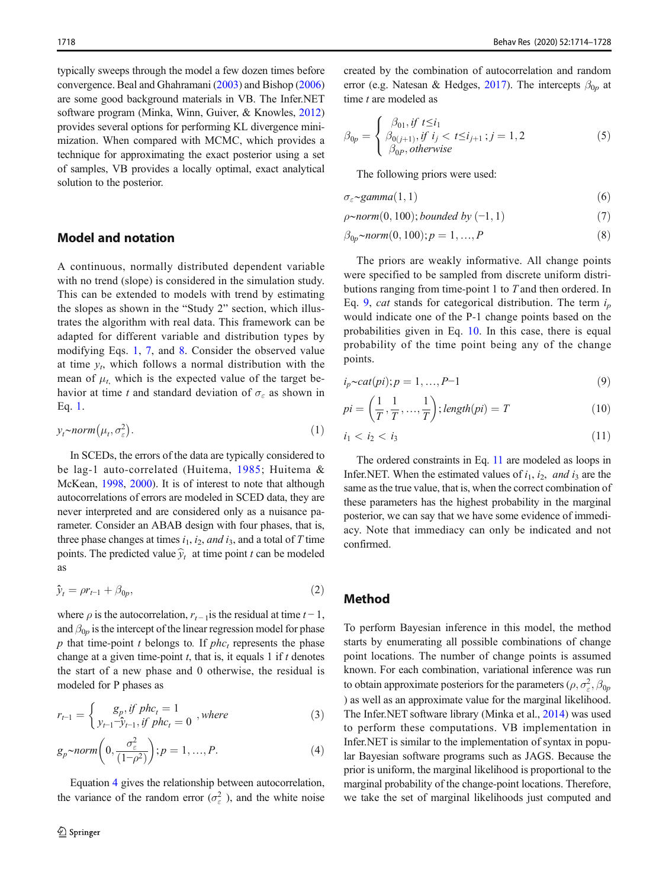typically sweeps through the model a few dozen times before convergence. Beal and Ghahramani (2003) and Bishop (2006) are some good background materials in VB. The Infer.NET software program (Minka, Winn, Guiver, & Knowles, 2012) provides several options for performing KL divergence minimization. When compared with MCMC, which provides a technique for approximating the exact posterior using a set of samples, VB provides a locally optimal, exact analytical solution to the posterior.

## Model and notation

A continuous, normally distributed dependent variable with no trend (slope) is considered in the simulation study. This can be extended to models with trend by estimating the slopes as shown in the "Study 2" section, which illustrates the algorithm with real data. This framework can be adapted for different variable and distribution types by modifying Eqs. 1, 7, and 8. Consider the observed value at time $y_t$, which follows a normal distribution with the mean of $\mu_t$, which is the expected value of the target behavior at time $t$ and standard deviation of $\sigma_\varepsilon$ as shown in Eq. 1.

$$y_t \sim norm\left(\mu_t, \sigma_\varepsilon^2\right). \tag{1}$$

In SCEDs, the errors of the data are typically considered to be lag-1 auto-correlated (Huitema, 1985; Huitema & McKean, 1998, 2000). It is of interest to note that although autocorrelations of errors are modeled in SCED data, they are never interpreted and are considered only as a nuisance parameter. Consider an ABAB design with four phases, that is, three phase changes at times $i_1, i_2, and\ i_3$, and a total of $T$ time points. The predicted value $\widehat{y}_t$ at time point $t$ can be modeled as

$$\hat{y}_t = \rho r_{t-1} + \beta_{0p}, \tag{2}$$

where $\rho$ is the autocorrelation, $r_{t-1}$ is the residual at time $t-1$, and $\beta_{0p}$ is the intercept of the linear regression model for phase $p$ that time-point $t$ belongs to. If $phc_t$ represents the phase change at a given time-point $t$, that is, it equals 1 if $t$ denotes the start of a new phase and 0 otherwise, the residual is modeled for P phases as

$$r_{t-1} = \begin{cases} g_p, if\ phc_t = 1 \\ y_{t-1} - \hat{y}_{t-1}, if\ phc_t = 0 \end{cases}, where \tag{3}$$

$$g_p \sim norm\left(0, \frac{\sigma_\varepsilon^2}{(1-\rho^2)}\right); p = 1, \ldots, P. \tag{4}$$

Equation 4 gives the relationship between autocorrelation, the variance of the random error ($\sigma_\varepsilon^2$), and the white noise created by the combination of autocorrelation and random error (e.g. Natesan & Hedges, 2017). The intercepts $\beta_{0p}$ at time $t$ are modeled as

$$\beta_{0p} = \begin{cases} \beta_{01}, if\ t \le i_1 \\ \beta_{0(j+1)}, if\ i_j < t \le i_{j+1}; j = 1, 2 \\ \beta_{0P}, otherwise \end{cases} \tag{5}$$

The following priors were used:

$$\sigma_\varepsilon \sim gamma(1, 1) \tag{6}$$

$$\rho \sim norm(0, 100); bounded\ by\ (-1, 1) \tag{7}$$

$$\beta_{0p} \sim norm(0, 100); p = 1, \ldots, P \tag{8}$$

The priors are weakly informative. All change points were specified to be sampled from discrete uniform distributions ranging from time-point 1 to $T$ and then ordered. In Eq. 9, *cat* stands for categorical distribution. The term $i_p$ would indicate one of the P-1 change points based on the probabilities given in Eq. 10. In this case, there is equal probability of the time point being any of the change points.

$$i_p \sim cat(pi); p = 1, \ldots, P-1 \tag{9}$$

$$pi = \left(\frac{1}{T}, \frac{1}{T}, \ldots, \frac{1}{T}\right); length(pi) = T \tag{10}$$

$$i_1 < i_2 < i_3 \tag{11}$$

The ordered constraints in Eq. 11 are modeled as loops in Infer.NET. When the estimated values of $i_1, i_2, and\ i_3$ are the same as the true value, that is, when the correct combination of these parameters has the highest probability in the marginal posterior, we can say that we have some evidence of immediacy. Note that immediacy can only be indicated and not confirmed.

## Method

To perform Bayesian inference in this model, the method starts by enumerating all possible combinations of change point locations. The number of change points is assumed known. For each combination, variational inference was run to obtain approximate posteriors for the parameters ($\rho, \sigma_\varepsilon^2, \beta_{0p}$) as well as an approximate value for the marginal likelihood. The Infer.NET software library (Minka et al., 2014) was used to perform these computations. VB implementation in Infer.NET is similar to the implementation of syntax in popular Bayesian software programs such as JAGS. Because the prior is uniform, the marginal likelihood is proportional to the marginal probability of the change-point locations. Therefore, we take the set of marginal likelihoods just computed and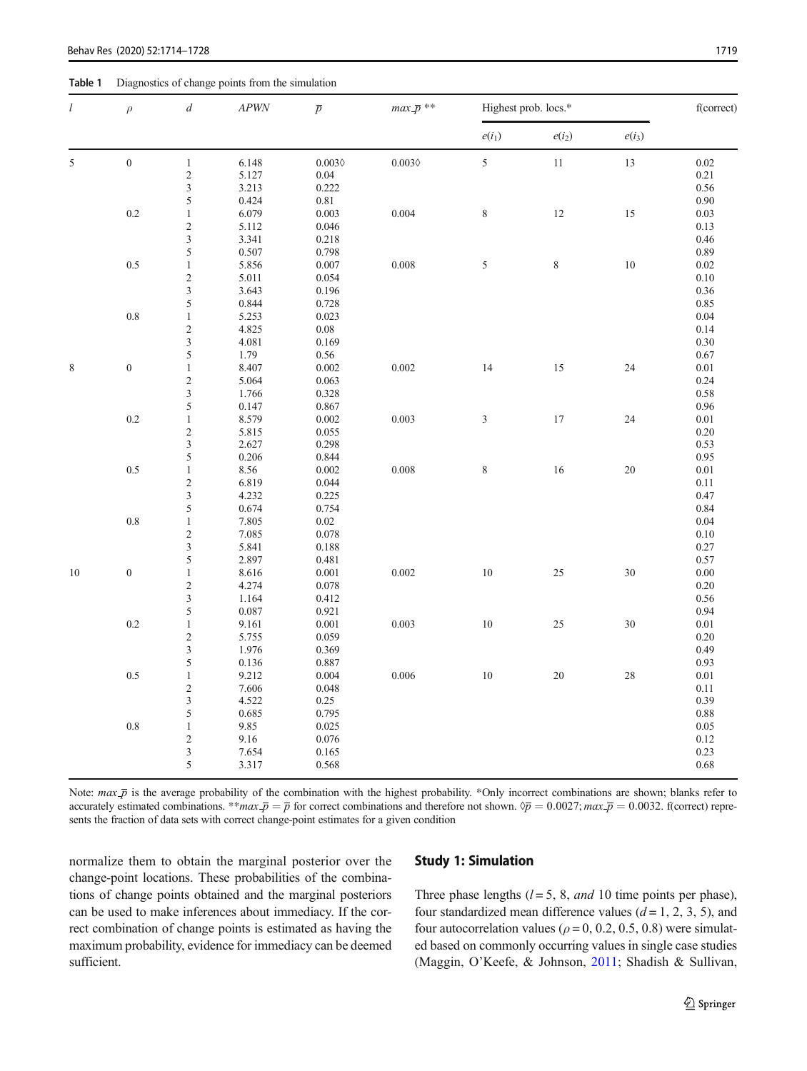**Table 1** Diagnostics of change points from the simulation

| $l$ | $\rho$ | $d$ | $APWN$ | $\overline{p}$ | $max\_\overline{p}$ ** | Highest prob. locs.* | | | f(correct) |
|---|---|---|---|---|---|---|---|---|---|
| | | | | | | $e(i_1)$ | $e(i_2)$ | $e(i_3)$ | |
| 5 | 0 | 1 | 6.148 | 0.003◊ | 0.003◊ | 5 | 11 | 13 | 0.02 |
| | | 2 | 5.127 | 0.04 | | | | | 0.21 |
| | | 3 | 3.213 | 0.222 | | | | | 0.56 |
| | | 5 | 0.424 | 0.81 | | | | | 0.90 |
| | 0.2 | 1 | 6.079 | 0.003 | 0.004 | 8 | 12 | 15 | 0.03 |
| | | 2 | 5.112 | 0.046 | | | | | 0.13 |
| | | 3 | 3.341 | 0.218 | | | | | 0.46 |
| | | 5 | 0.507 | 0.798 | | | | | 0.89 |
| | 0.5 | 1 | 5.856 | 0.007 | 0.008 | 5 | 8 | 10 | 0.02 |
| | | 2 | 5.011 | 0.054 | | | | | 0.10 |
| | | 3 | 3.643 | 0.196 | | | | | 0.36 |
| | | 5 | 0.844 | 0.728 | | | | | 0.85 |
| | 0.8 | 1 | 5.253 | 0.023 | | | | | 0.04 |
| | | 2 | 4.825 | 0.08 | | | | | 0.14 |
| | | 3 | 4.081 | 0.169 | | | | | 0.30 |
| | | 5 | 1.79 | 0.56 | | | | | 0.67 |
| 8 | 0 | 1 | 8.407 | 0.002 | 0.002 | 14 | 15 | 24 | 0.01 |
| | | 2 | 5.064 | 0.063 | | | | | 0.24 |
| | | 3 | 1.766 | 0.328 | | | | | 0.58 |
| | | 5 | 0.147 | 0.867 | | | | | 0.96 |
| | 0.2 | 1 | 8.579 | 0.002 | 0.003 | 3 | 17 | 24 | 0.01 |
| | | 2 | 5.815 | 0.055 | | | | | 0.20 |
| | | 3 | 2.627 | 0.298 | | | | | 0.53 |
| | | 5 | 0.206 | 0.844 | | | | | 0.95 |
| | 0.5 | 1 | 8.56 | 0.002 | 0.008 | 8 | 16 | 20 | 0.01 |
| | | 2 | 6.819 | 0.044 | | | | | 0.11 |
| | | 3 | 4.232 | 0.225 | | | | | 0.47 |
| | | 5 | 0.674 | 0.754 | | | | | 0.84 |
| | 0.8 | 1 | 7.805 | 0.02 | | | | | 0.04 |
| | | 2 | 7.085 | 0.078 | | | | | 0.10 |
| | | 3 | 5.841 | 0.188 | | | | | 0.27 |
| | | 5 | 2.897 | 0.481 | | | | | 0.57 |
| 10 | 0 | 1 | 8.616 | 0.001 | 0.002 | 10 | 25 | 30 | 0.00 |
| | | 2 | 4.274 | 0.078 | | | | | 0.20 |
| | | 3 | 1.164 | 0.412 | | | | | 0.56 |
| | | 5 | 0.087 | 0.921 | | | | | 0.94 |
| | 0.2 | 1 | 9.161 | 0.001 | 0.003 | 10 | 25 | 30 | 0.01 |
| | | 2 | 5.755 | 0.059 | | | | | 0.20 |
| | | 3 | 1.976 | 0.369 | | | | | 0.49 |
| | | 5 | 0.136 | 0.887 | | | | | 0.93 |
| | 0.5 | 1 | 9.212 | 0.004 | 0.006 | 10 | 20 | 28 | 0.01 |
| | | 2 | 7.606 | 0.048 | | | | | 0.11 |
| | | 3 | 4.522 | 0.25 | | | | | 0.39 |
| | | 5 | 0.685 | 0.795 | | | | | 0.88 |
| | 0.8 | 1 | 9.85 | 0.025 | | | | | 0.05 |
| | | 2 | 9.16 | 0.076 | | | | | 0.12 |
| | | 3 | 7.654 | 0.165 | | | | | 0.23 |
| | | 5 | 3.317 | 0.568 | | | | | 0.68 |

Note: $max\_\overline{p}$ is the average probability of the combination with the highest probability. *Only incorrect combinations are shown; blanks refer to accurately estimated combinations. **$max\_\overline{p} = \overline{p}$ for correct combinations and therefore not shown. ◊$\overline{p} = 0.0027$; $max\_\overline{p} = 0.0032$. f(correct) represents the fraction of data sets with correct change-point estimates for a given condition

normalize them to obtain the marginal posterior over the change-point locations. These probabilities of the combinations of change points obtained and the marginal posteriors can be used to make inferences about immediacy. If the correct combination of change points is estimated as having the maximum probability, evidence for immediacy can be deemed sufficient.

## Study 1: Simulation

Three phase lengths ($l = 5$, 8, *and* 10 time points per phase), four standardized mean difference values ($d = 1$, 2, 3, 5), and four autocorrelation values ($\rho = 0$, 0.2, 0.5, 0.8) were simulated based on commonly occurring values in single case studies (Maggin, O'Keefe, & Johnson, 2011; Shadish & Sullivan,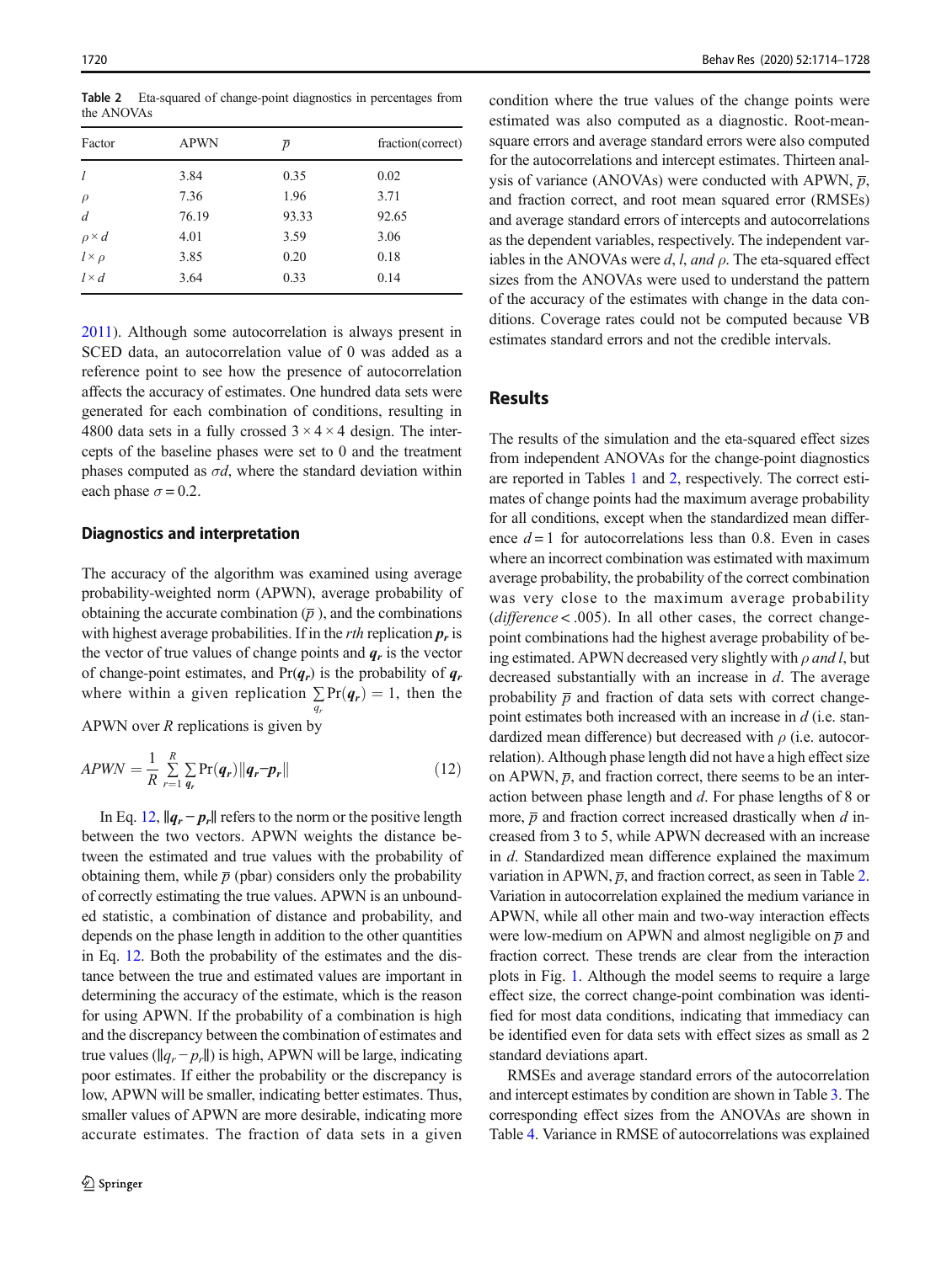**Table 2** Eta-squared of change-point diagnostics in percentages from the ANOVAs

| Factor | APWN | $\overline{p}$ | fraction(correct) |
|---|---|---|---|
| $l$ | 3.84 | 0.35 | 0.02 |
| $\rho$ | 7.36 | 1.96 | 3.71 |
| $d$ | 76.19 | 93.33 | 92.65 |
| $\rho \times d$ | 4.01 | 3.59 | 3.06 |
| $l \times \rho$ | 3.85 | 0.20 | 0.18 |
| $l \times d$ | 3.64 | 0.33 | 0.14 |

2011). Although some autocorrelation is always present in SCED data, an autocorrelation value of 0 was added as a reference point to see how the presence of autocorrelation affects the accuracy of estimates. One hundred data sets were generated for each combination of conditions, resulting in 4800 data sets in a fully crossed $3 \times 4 \times 4$ design. The intercepts of the baseline phases were set to 0 and the treatment phases computed as $\sigma d$, where the standard deviation within each phase $\sigma = 0.2$.

### Diagnostics and interpretation

The accuracy of the algorithm was examined using average probability-weighted norm (APWN), average probability of obtaining the accurate combination ($\overline{p}$), and the combinations with highest average probabilities. If in the *rth* replication $\boldsymbol{p}_r$ is the vector of true values of change points and $\boldsymbol{q}_r$ is the vector of change-point estimates, and $\Pr(\boldsymbol{q}_r)$ is the probability of $\boldsymbol{q}_r$ where within a given replication $\sum_{q_r} \Pr(\boldsymbol{q}_r) = 1$, then the APWN over $R$ replications is given by

$$APWN = \frac{1}{R} \sum_{r=1}^{R} \sum_{\boldsymbol{q}_r} \Pr(\boldsymbol{q}_r) \| \boldsymbol{q}_r - \boldsymbol{p}_r \| \tag{12}$$

In Eq. 12, $\|\boldsymbol{q}_r - \boldsymbol{p}_r\|$ refers to the norm or the positive length between the two vectors. APWN weights the distance between the estimated and true values with the probability of obtaining them, while $\overline{p}$ (pbar) considers only the probability of correctly estimating the true values. APWN is an unbounded statistic, a combination of distance and probability, and depends on the phase length in addition to the other quantities in Eq. 12. Both the probability of the estimates and the distance between the true and estimated values are important in determining the accuracy of the estimate, which is the reason for using APWN. If the probability of a combination is high and the discrepancy between the combination of estimates and true values ($\|q_r - p_r\|$) is high, APWN will be large, indicating poor estimates. If either the probability or the discrepancy is low, APWN will be smaller, indicating better estimates. Thus, smaller values of APWN are more desirable, indicating more accurate estimates. The fraction of data sets in a given condition where the true values of the change points were estimated was also computed as a diagnostic. Root-mean-square errors and average standard errors were also computed for the autocorrelations and intercept estimates. Thirteen analysis of variance (ANOVAs) were conducted with APWN, $\overline{p}$, and fraction correct, and root mean squared error (RMSEs) and average standard errors of intercepts and autocorrelations as the dependent variables, respectively. The independent variables in the ANOVAs were $d$, $l$, *and* $\rho$. The eta-squared effect sizes from the ANOVAs were used to understand the pattern of the accuracy of the estimates with change in the data conditions. Coverage rates could not be computed because VB estimates standard errors and not the credible intervals.

## Results

The results of the simulation and the eta-squared effect sizes from independent ANOVAs for the change-point diagnostics are reported in Tables 1 and 2, respectively. The correct estimates of change points had the maximum average probability for all conditions, except when the standardized mean difference $d = 1$ for autocorrelations less than 0.8. Even in cases where an incorrect combination was estimated with maximum average probability, the probability of the correct combination was very close to the maximum average probability (*difference* < .005). In all other cases, the correct change-point combinations had the highest average probability of being estimated. APWN decreased very slightly with $\rho$ *and* $l$, but decreased substantially with an increase in $d$. The average probability $\overline{p}$ and fraction of data sets with correct change-point estimates both increased with an increase in $d$ (i.e. standardized mean difference) but decreased with $\rho$ (i.e. autocorrelation). Although phase length did not have a high effect size on APWN, $\overline{p}$, and fraction correct, there seems to be an interaction between phase length and $d$. For phase lengths of 8 or more, $\overline{p}$ and fraction correct increased drastically when $d$ increased from 3 to 5, while APWN decreased with an increase in $d$. Standardized mean difference explained the maximum variation in APWN, $\overline{p}$, and fraction correct, as seen in Table 2. Variation in autocorrelation explained the medium variance in APWN, while all other main and two-way interaction effects were low-medium on APWN and almost negligible on $\overline{p}$ and fraction correct. These trends are clear from the interaction plots in Fig. 1. Although the model seems to require a large effect size, the correct change-point combination was identified for most data conditions, indicating that immediacy can be identified even for data sets with effect sizes as small as 2 standard deviations apart.

RMSEs and average standard errors of the autocorrelation and intercept estimates by condition are shown in Table 3. The corresponding effect sizes from the ANOVAs are shown in Table 4. Variance in RMSE of autocorrelations was explained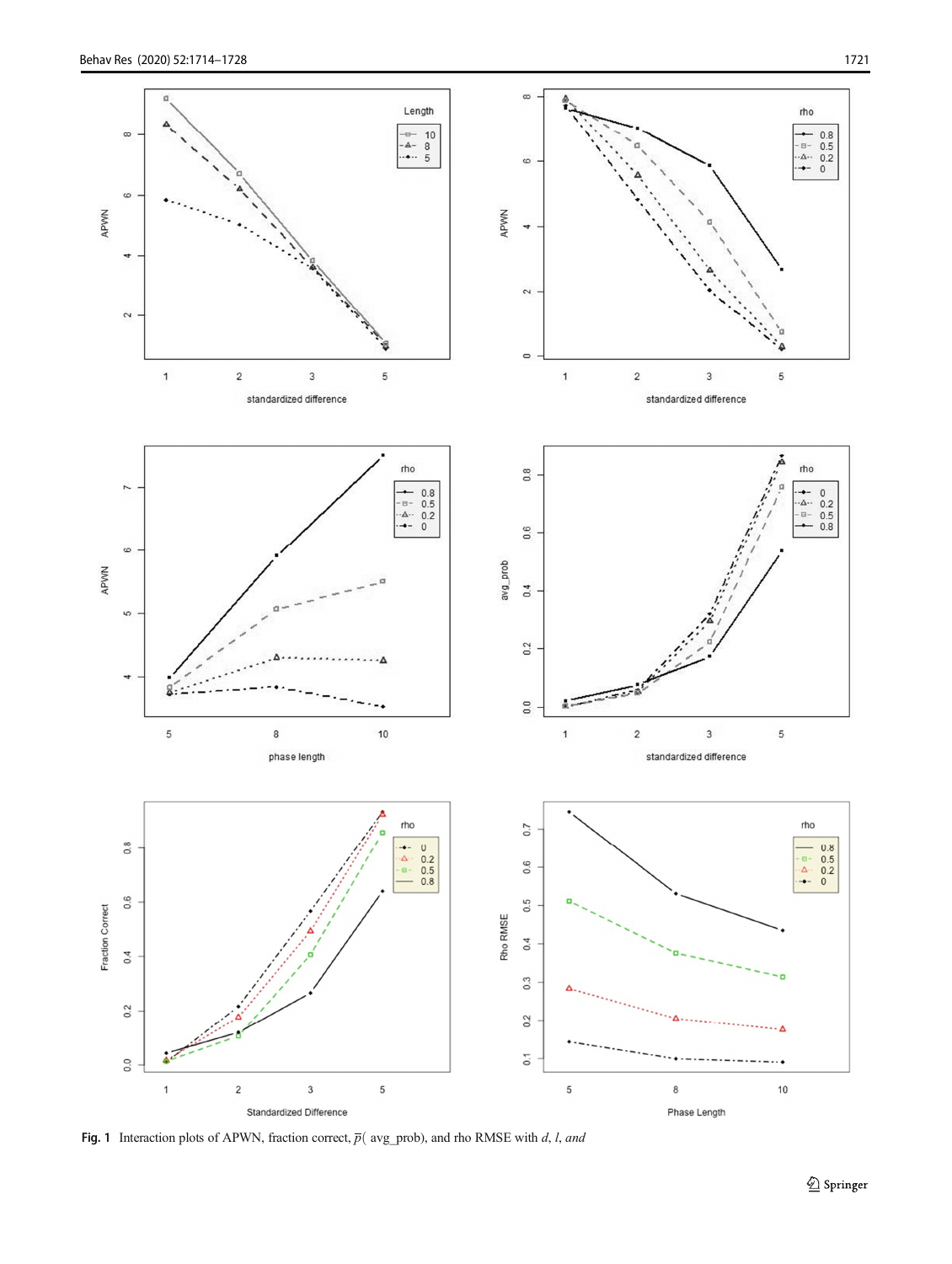**Fig. 1** Interaction plots of APWN, fraction correct, $\bar{p}$( avg_prob), and rho RMSE with *d*, *l*, *and*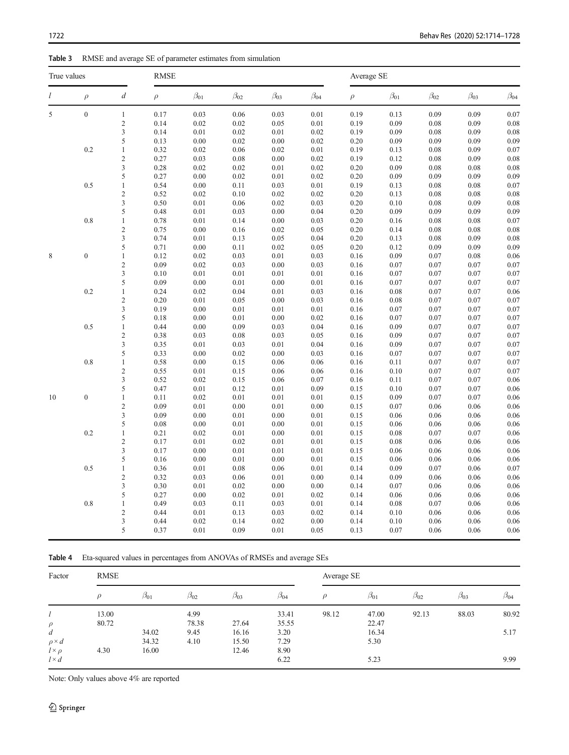**Table 3** RMSE and average SE of parameter estimates from simulation

| True values | | | RMSE | | | | | Average SE | | | | |
|---|---|---|---|---|---|---|---|---|---|---|---|---|
| $l$ | $\rho$ | $d$ | $\rho$ | $\beta_{01}$ | $\beta_{02}$ | $\beta_{03}$ | $\beta_{04}$ | $\rho$ | $\beta_{01}$ | $\beta_{02}$ | $\beta_{03}$ | $\beta_{04}$ |
| 5 | 0 | 1 | 0.17 | 0.03 | 0.06 | 0.03 | 0.01 | 0.19 | 0.13 | 0.09 | 0.09 | 0.07 |
| | | 2 | 0.14 | 0.02 | 0.02 | 0.05 | 0.01 | 0.19 | 0.09 | 0.08 | 0.09 | 0.08 |
| | | 3 | 0.14 | 0.01 | 0.02 | 0.01 | 0.02 | 0.19 | 0.09 | 0.08 | 0.09 | 0.08 |
| | | 5 | 0.13 | 0.00 | 0.02 | 0.00 | 0.02 | 0.20 | 0.09 | 0.09 | 0.09 | 0.09 |
| | 0.2 | 1 | 0.32 | 0.02 | 0.06 | 0.02 | 0.01 | 0.19 | 0.13 | 0.08 | 0.09 | 0.07 |
| | | 2 | 0.27 | 0.03 | 0.08 | 0.00 | 0.02 | 0.19 | 0.12 | 0.08 | 0.09 | 0.08 |
| | | 3 | 0.28 | 0.02 | 0.02 | 0.01 | 0.02 | 0.20 | 0.09 | 0.08 | 0.08 | 0.08 |
| | | 5 | 0.27 | 0.00 | 0.02 | 0.01 | 0.02 | 0.20 | 0.09 | 0.09 | 0.09 | 0.09 |
| | 0.5 | 1 | 0.54 | 0.00 | 0.11 | 0.03 | 0.01 | 0.19 | 0.13 | 0.08 | 0.08 | 0.07 |
| | | 2 | 0.52 | 0.02 | 0.10 | 0.02 | 0.02 | 0.20 | 0.13 | 0.08 | 0.08 | 0.08 |
| | | 3 | 0.50 | 0.01 | 0.06 | 0.02 | 0.03 | 0.20 | 0.10 | 0.08 | 0.09 | 0.08 |
| | | 5 | 0.48 | 0.01 | 0.03 | 0.00 | 0.04 | 0.20 | 0.09 | 0.09 | 0.09 | 0.09 |
| | 0.8 | 1 | 0.78 | 0.01 | 0.14 | 0.00 | 0.03 | 0.20 | 0.16 | 0.08 | 0.08 | 0.07 |
| | | 2 | 0.75 | 0.00 | 0.16 | 0.02 | 0.05 | 0.20 | 0.14 | 0.08 | 0.08 | 0.08 |
| | | 3 | 0.74 | 0.01 | 0.13 | 0.05 | 0.04 | 0.20 | 0.13 | 0.08 | 0.09 | 0.08 |
| | | 5 | 0.71 | 0.00 | 0.11 | 0.02 | 0.05 | 0.20 | 0.12 | 0.09 | 0.09 | 0.09 |
| 8 | 0 | 1 | 0.12 | 0.02 | 0.03 | 0.01 | 0.03 | 0.16 | 0.09 | 0.07 | 0.08 | 0.06 |
| | | 2 | 0.09 | 0.02 | 0.03 | 0.00 | 0.03 | 0.16 | 0.07 | 0.07 | 0.07 | 0.07 |
| | | 3 | 0.10 | 0.01 | 0.01 | 0.01 | 0.01 | 0.16 | 0.07 | 0.07 | 0.07 | 0.07 |
| | | 5 | 0.09 | 0.00 | 0.01 | 0.00 | 0.01 | 0.16 | 0.07 | 0.07 | 0.07 | 0.07 |
| | 0.2 | 1 | 0.24 | 0.02 | 0.04 | 0.01 | 0.03 | 0.16 | 0.08 | 0.07 | 0.07 | 0.06 |
| | | 2 | 0.20 | 0.01 | 0.05 | 0.00 | 0.03 | 0.16 | 0.08 | 0.07 | 0.07 | 0.07 |
| | | 3 | 0.19 | 0.00 | 0.01 | 0.01 | 0.01 | 0.16 | 0.07 | 0.07 | 0.07 | 0.07 |
| | | 5 | 0.18 | 0.00 | 0.01 | 0.00 | 0.02 | 0.16 | 0.07 | 0.07 | 0.07 | 0.07 |
| | 0.5 | 1 | 0.44 | 0.00 | 0.09 | 0.03 | 0.04 | 0.16 | 0.09 | 0.07 | 0.07 | 0.07 |
| | | 2 | 0.38 | 0.03 | 0.08 | 0.03 | 0.05 | 0.16 | 0.09 | 0.07 | 0.07 | 0.07 |
| | | 3 | 0.35 | 0.01 | 0.03 | 0.01 | 0.04 | 0.16 | 0.09 | 0.07 | 0.07 | 0.07 |
| | | 5 | 0.33 | 0.00 | 0.02 | 0.00 | 0.03 | 0.16 | 0.07 | 0.07 | 0.07 | 0.07 |
| | 0.8 | 1 | 0.58 | 0.00 | 0.15 | 0.06 | 0.06 | 0.16 | 0.11 | 0.07 | 0.07 | 0.07 |
| | | 2 | 0.55 | 0.01 | 0.15 | 0.06 | 0.06 | 0.16 | 0.10 | 0.07 | 0.07 | 0.07 |
| | | 3 | 0.52 | 0.02 | 0.15 | 0.06 | 0.07 | 0.16 | 0.11 | 0.07 | 0.07 | 0.06 |
| | | 5 | 0.47 | 0.01 | 0.12 | 0.01 | 0.09 | 0.15 | 0.10 | 0.07 | 0.07 | 0.06 |
| 10 | 0 | 1 | 0.11 | 0.02 | 0.01 | 0.01 | 0.01 | 0.15 | 0.09 | 0.07 | 0.07 | 0.06 |
| | | 2 | 0.09 | 0.01 | 0.00 | 0.01 | 0.00 | 0.15 | 0.07 | 0.06 | 0.06 | 0.06 |
| | | 3 | 0.09 | 0.00 | 0.01 | 0.00 | 0.01 | 0.15 | 0.06 | 0.06 | 0.06 | 0.06 |
| | | 5 | 0.08 | 0.00 | 0.01 | 0.00 | 0.01 | 0.15 | 0.06 | 0.06 | 0.06 | 0.06 |
| | 0.2 | 1 | 0.21 | 0.02 | 0.01 | 0.00 | 0.01 | 0.15 | 0.08 | 0.07 | 0.07 | 0.06 |
| | | 2 | 0.17 | 0.01 | 0.02 | 0.01 | 0.01 | 0.15 | 0.08 | 0.06 | 0.06 | 0.06 |
| | | 3 | 0.17 | 0.00 | 0.01 | 0.01 | 0.01 | 0.15 | 0.06 | 0.06 | 0.06 | 0.06 |
| | | 5 | 0.16 | 0.00 | 0.01 | 0.00 | 0.01 | 0.15 | 0.06 | 0.06 | 0.06 | 0.06 |
| | 0.5 | 1 | 0.36 | 0.01 | 0.08 | 0.06 | 0.01 | 0.14 | 0.09 | 0.07 | 0.06 | 0.07 |
| | | 2 | 0.32 | 0.03 | 0.06 | 0.01 | 0.00 | 0.14 | 0.09 | 0.06 | 0.06 | 0.06 |
| | | 3 | 0.30 | 0.01 | 0.02 | 0.00 | 0.00 | 0.14 | 0.07 | 0.06 | 0.06 | 0.06 |
| | | 5 | 0.27 | 0.00 | 0.02 | 0.01 | 0.02 | 0.14 | 0.06 | 0.06 | 0.06 | 0.06 |
| | 0.8 | 1 | 0.49 | 0.03 | 0.11 | 0.03 | 0.01 | 0.14 | 0.08 | 0.07 | 0.06 | 0.06 |
| | | 2 | 0.44 | 0.01 | 0.13 | 0.03 | 0.02 | 0.14 | 0.10 | 0.06 | 0.06 | 0.06 |
| | | 3 | 0.44 | 0.02 | 0.14 | 0.02 | 0.00 | 0.14 | 0.10 | 0.06 | 0.06 | 0.06 |
| | | 5 | 0.37 | 0.01 | 0.09 | 0.01 | 0.05 | 0.13 | 0.07 | 0.06 | 0.06 | 0.06 |

**Table 4** Eta-squared values in percentages from ANOVAs of RMSEs and average SEs

| Factor | RMSE | | | | | Average SE | | | | |
|---|---|---|---|---|---|---|---|---|---|---|
| | $\rho$ | $\beta_{01}$ | $\beta_{02}$ | $\beta_{03}$ | $\beta_{04}$ | $\rho$ | $\beta_{01}$ | $\beta_{02}$ | $\beta_{03}$ | $\beta_{04}$ |
| $l$ | 13.00 | | 4.99 | | 33.41 | 98.12 | 47.00 | 92.13 | 88.03 | 80.92 |
| $\rho$ | 80.72 | | 78.38 | 27.64 | 35.55 | | 22.47 | | | |
| $d$ | | 34.02 | 9.45 | 16.16 | 3.20 | | 16.34 | | | 5.17 |
| $\rho \times d$ | | 34.32 | 4.10 | 15.50 | 7.29 | | 5.30 | | | |
| $l \times \rho$ | 4.30 | 16.00 | | 12.46 | 8.90 | | | | | |
| $l \times d$ | | | | | 6.22 | | 5.23 | | | 9.99 |

Note: Only values above 4% are reported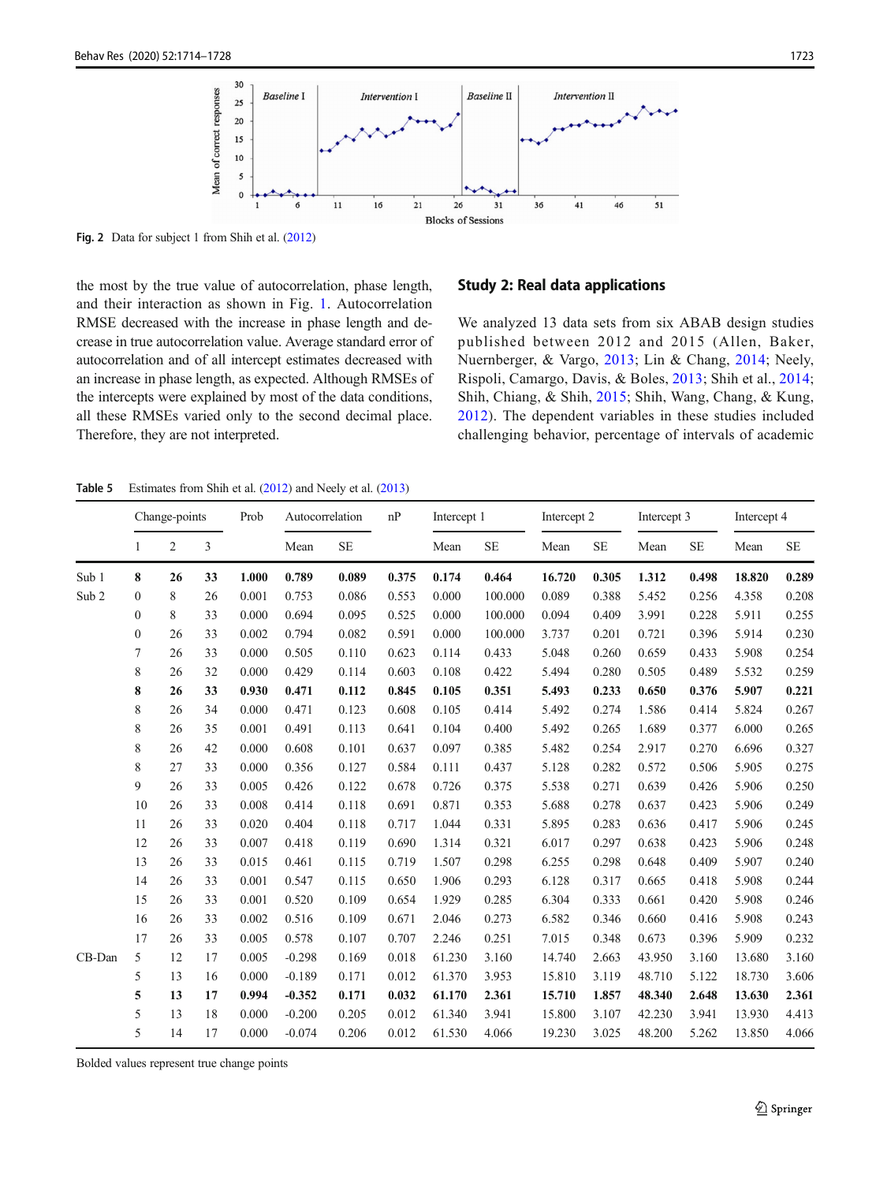Fig. 2 Data for subject 1 from Shih et al. (2012)

the most by the true value of autocorrelation, phase length, and their interaction as shown in Fig. 1. Autocorrelation RMSE decreased with the increase in phase length and decrease in true autocorrelation value. Average standard error of autocorrelation and of all intercept estimates decreased with an increase in phase length, as expected. Although RMSEs of the intercepts were explained by most of the data conditions, all these RMSEs varied only to the second decimal place. Therefore, they are not interpreted.

## Study 2: Real data applications

We analyzed 13 data sets from six ABAB design studies published between 2012 and 2015 (Allen, Baker, Nuernberger, & Vargo, 2013; Lin & Chang, 2014; Neely, Rispoli, Camargo, Davis, & Boles, 2013; Shih et al., 2014; Shih, Chiang, & Shih, 2015; Shih, Wang, Chang, & Kung, 2012). The dependent variables in these studies included challenging behavior, percentage of intervals of academic

Table 5 Estimates from Shih et al. (2012) and Neely et al. (2013)

| | Change-points | | | Prob | Autocorrelation | | nP | Intercept 1 | | Intercept 2 | | Intercept 3 | | Intercept 4 | |
|---|---|---|---|---|---|---|---|---|---|---|---|---|---|---|---|
| | 1 | 2 | 3 | | Mean | SE | | Mean | SE | Mean | SE | Mean | SE | Mean | SE |
| Sub 1 | **8** | **26** | **33** | **1.000** | **0.789** | **0.089** | **0.375** | **0.174** | **0.464** | **16.720** | **0.305** | **1.312** | **0.498** | **18.820** | **0.289** |
| Sub 2 | 0 | 8 | 26 | 0.001 | 0.753 | 0.086 | 0.553 | 0.000 | 100.000 | 0.089 | 0.388 | 5.452 | 0.256 | 4.358 | 0.208 |
| | 0 | 8 | 33 | 0.000 | 0.694 | 0.095 | 0.525 | 0.000 | 100.000 | 0.094 | 0.409 | 3.991 | 0.228 | 5.911 | 0.255 |
| | 0 | 26 | 33 | 0.002 | 0.794 | 0.082 | 0.591 | 0.000 | 100.000 | 3.737 | 0.201 | 0.721 | 0.396 | 5.914 | 0.230 |
| | 7 | 26 | 33 | 0.000 | 0.505 | 0.110 | 0.623 | 0.114 | 0.433 | 5.048 | 0.260 | 0.659 | 0.433 | 5.908 | 0.254 |
| | 8 | 26 | 32 | 0.000 | 0.429 | 0.114 | 0.603 | 0.108 | 0.422 | 5.494 | 0.280 | 0.505 | 0.489 | 5.532 | 0.259 |
| | **8** | **26** | **33** | **0.930** | **0.471** | **0.112** | **0.845** | **0.105** | **0.351** | **5.493** | **0.233** | **0.650** | **0.376** | **5.907** | **0.221** |
| | 8 | 26 | 34 | 0.000 | 0.471 | 0.123 | 0.608 | 0.105 | 0.414 | 5.492 | 0.274 | 1.586 | 0.414 | 5.824 | 0.267 |
| | 8 | 26 | 35 | 0.001 | 0.491 | 0.113 | 0.641 | 0.104 | 0.400 | 5.492 | 0.265 | 1.689 | 0.377 | 6.000 | 0.265 |
| | 8 | 26 | 42 | 0.000 | 0.608 | 0.101 | 0.637 | 0.097 | 0.385 | 5.482 | 0.254 | 2.917 | 0.270 | 6.696 | 0.327 |
| | 8 | 27 | 33 | 0.000 | 0.356 | 0.127 | 0.584 | 0.111 | 0.437 | 5.128 | 0.282 | 0.572 | 0.506 | 5.905 | 0.275 |
| | 9 | 26 | 33 | 0.005 | 0.426 | 0.122 | 0.678 | 0.726 | 0.375 | 5.538 | 0.271 | 0.639 | 0.426 | 5.906 | 0.250 |
| | 10 | 26 | 33 | 0.008 | 0.414 | 0.118 | 0.691 | 0.871 | 0.353 | 5.688 | 0.278 | 0.637 | 0.423 | 5.906 | 0.249 |
| | 11 | 26 | 33 | 0.020 | 0.404 | 0.118 | 0.717 | 1.044 | 0.331 | 5.895 | 0.283 | 0.636 | 0.417 | 5.906 | 0.245 |
| | 12 | 26 | 33 | 0.007 | 0.418 | 0.119 | 0.690 | 1.314 | 0.321 | 6.017 | 0.297 | 0.638 | 0.423 | 5.906 | 0.248 |
| | 13 | 26 | 33 | 0.015 | 0.461 | 0.115 | 0.719 | 1.507 | 0.298 | 6.255 | 0.298 | 0.648 | 0.409 | 5.907 | 0.240 |
| | 14 | 26 | 33 | 0.001 | 0.547 | 0.115 | 0.650 | 1.906 | 0.293 | 6.128 | 0.317 | 0.665 | 0.418 | 5.908 | 0.244 |
| | 15 | 26 | 33 | 0.001 | 0.520 | 0.109 | 0.654 | 1.929 | 0.285 | 6.304 | 0.333 | 0.661 | 0.420 | 5.908 | 0.246 |
| | 16 | 26 | 33 | 0.002 | 0.516 | 0.109 | 0.671 | 2.046 | 0.273 | 6.582 | 0.346 | 0.660 | 0.416 | 5.908 | 0.243 |
| | 17 | 26 | 33 | 0.005 | 0.578 | 0.107 | 0.707 | 2.246 | 0.251 | 7.015 | 0.348 | 0.673 | 0.396 | 5.909 | 0.232 |
| CB-Dan | 5 | 12 | 17 | 0.005 | -0.298 | 0.169 | 0.018 | 61.230 | 3.160 | 14.740 | 2.663 | 43.950 | 3.160 | 13.680 | 3.160 |
| | 5 | 13 | 16 | 0.000 | -0.189 | 0.171 | 0.012 | 61.370 | 3.953 | 15.810 | 3.119 | 48.710 | 5.122 | 18.730 | 3.606 |
| | **5** | **13** | **17** | **0.994** | **-0.352** | **0.171** | **0.032** | **61.170** | **2.361** | **15.710** | **1.857** | **48.340** | **2.648** | **13.630** | **2.361** |
| | 5 | 13 | 18 | 0.000 | -0.200 | 0.205 | 0.012 | 61.340 | 3.941 | 15.800 | 3.107 | 42.230 | 3.941 | 13.930 | 4.413 |
| | 5 | 14 | 17 | 0.000 | -0.074 | 0.206 | 0.012 | 61.530 | 4.066 | 19.230 | 3.025 | 48.200 | 5.262 | 13.850 | 4.066 |

Bolded values represent true change points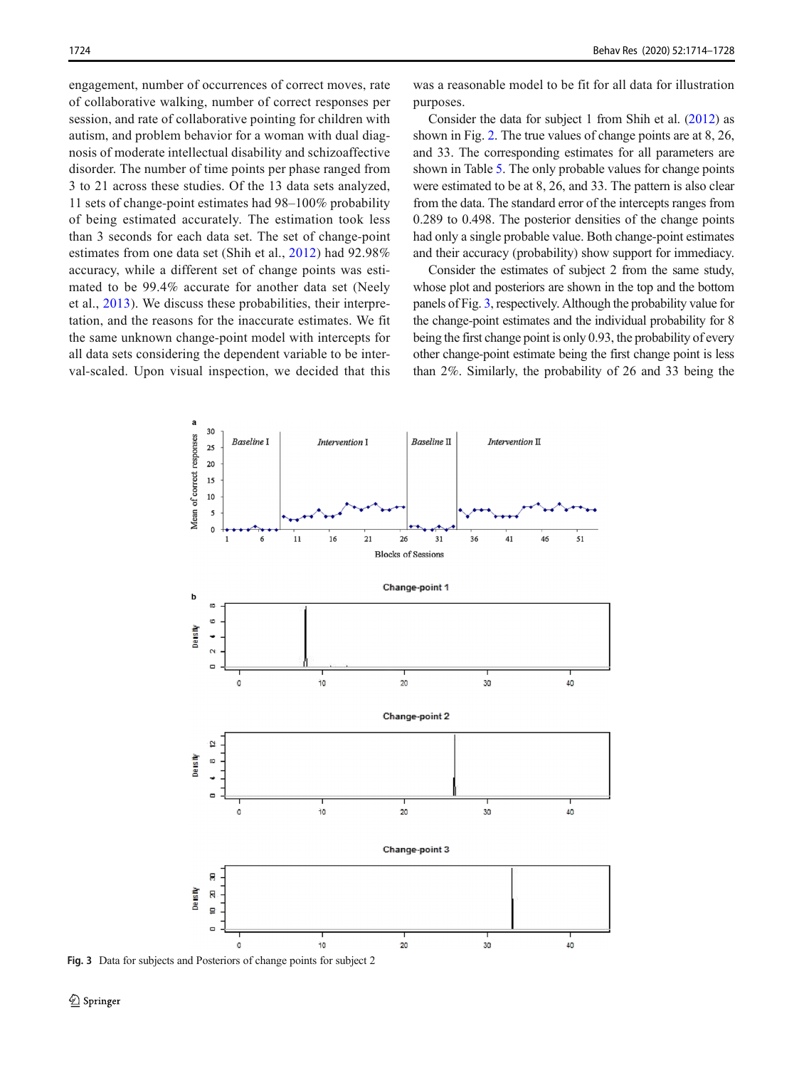engagement, number of occurrences of correct moves, rate of collaborative walking, number of correct responses per session, and rate of collaborative pointing for children with autism, and problem behavior for a woman with dual diagnosis of moderate intellectual disability and schizoaffective disorder. The number of time points per phase ranged from 3 to 21 across these studies. Of the 13 data sets analyzed, 11 sets of change-point estimates had 98–100% probability of being estimated accurately. The estimation took less than 3 seconds for each data set. The set of change-point estimates from one data set (Shih et al., 2012) had 92.98% accuracy, while a different set of change points was estimated to be 99.4% accurate for another data set (Neely et al., 2013). We discuss these probabilities, their interpretation, and the reasons for the inaccurate estimates. We fit the same unknown change-point model with intercepts for all data sets considering the dependent variable to be interval-scaled. Upon visual inspection, we decided that this was a reasonable model to be fit for all data for illustration purposes.

Consider the data for subject 1 from Shih et al. (2012) as shown in Fig. 2. The true values of change points are at 8, 26, and 33. The corresponding estimates for all parameters are shown in Table 5. The only probable values for change points were estimated to be at 8, 26, and 33. The pattern is also clear from the data. The standard error of the intercepts ranges from 0.289 to 0.498. The posterior densities of the change points had only a single probable value. Both change-point estimates and their accuracy (probability) show support for immediacy.

Consider the estimates of subject 2 from the same study, whose plot and posteriors are shown in the top and the bottom panels of Fig. 3, respectively. Although the probability value for the change-point estimates and the individual probability for 8 being the first change point is only 0.93, the probability of every other change-point estimate being the first change point is less than 2%. Similarly, the probability of 26 and 33 being the

Fig. 3 Data for subjects and Posteriors of change points for subject 2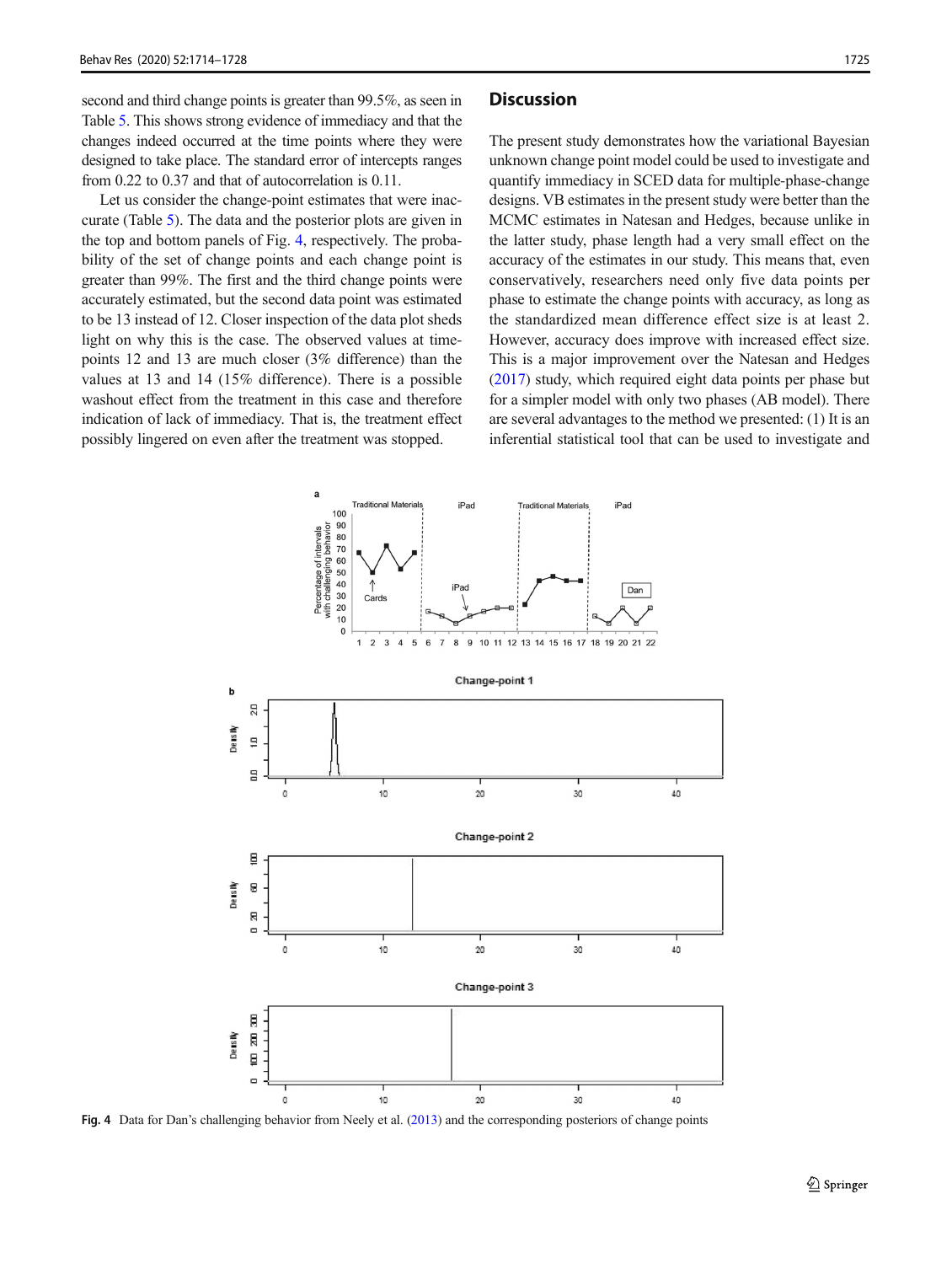second and third change points is greater than 99.5%, as seen in Table 5. This shows strong evidence of immediacy and that the changes indeed occurred at the time points where they were designed to take place. The standard error of intercepts ranges from 0.22 to 0.37 and that of autocorrelation is 0.11.

Let us consider the change-point estimates that were inaccurate (Table 5). The data and the posterior plots are given in the top and bottom panels of Fig. 4, respectively. The probability of the set of change points and each change point is greater than 99%. The first and the third change points were accurately estimated, but the second data point was estimated to be 13 instead of 12. Closer inspection of the data plot sheds light on why this is the case. The observed values at time-points 12 and 13 are much closer (3% difference) than the values at 13 and 14 (15% difference). There is a possible washout effect from the treatment in this case and therefore indication of lack of immediacy. That is, the treatment effect possibly lingered on even after the treatment was stopped.

## Discussion

The present study demonstrates how the variational Bayesian unknown change point model could be used to investigate and quantify immediacy in SCED data for multiple-phase-change designs. VB estimates in the present study were better than the MCMC estimates in Natesan and Hedges, because unlike in the latter study, phase length had a very small effect on the accuracy of the estimates in our study. This means that, even conservatively, researchers need only five data points per phase to estimate the change points with accuracy, as long as the standardized mean difference effect size is at least 2. However, accuracy does improve with increased effect size. This is a major improvement over the Natesan and Hedges (2017) study, which required eight data points per phase but for a simpler model with only two phases (AB model). There are several advantages to the method we presented: (1) It is an inferential statistical tool that can be used to investigate and

Fig. 4 Data for Dan's challenging behavior from Neely et al. (2013) and the corresponding posteriors of change points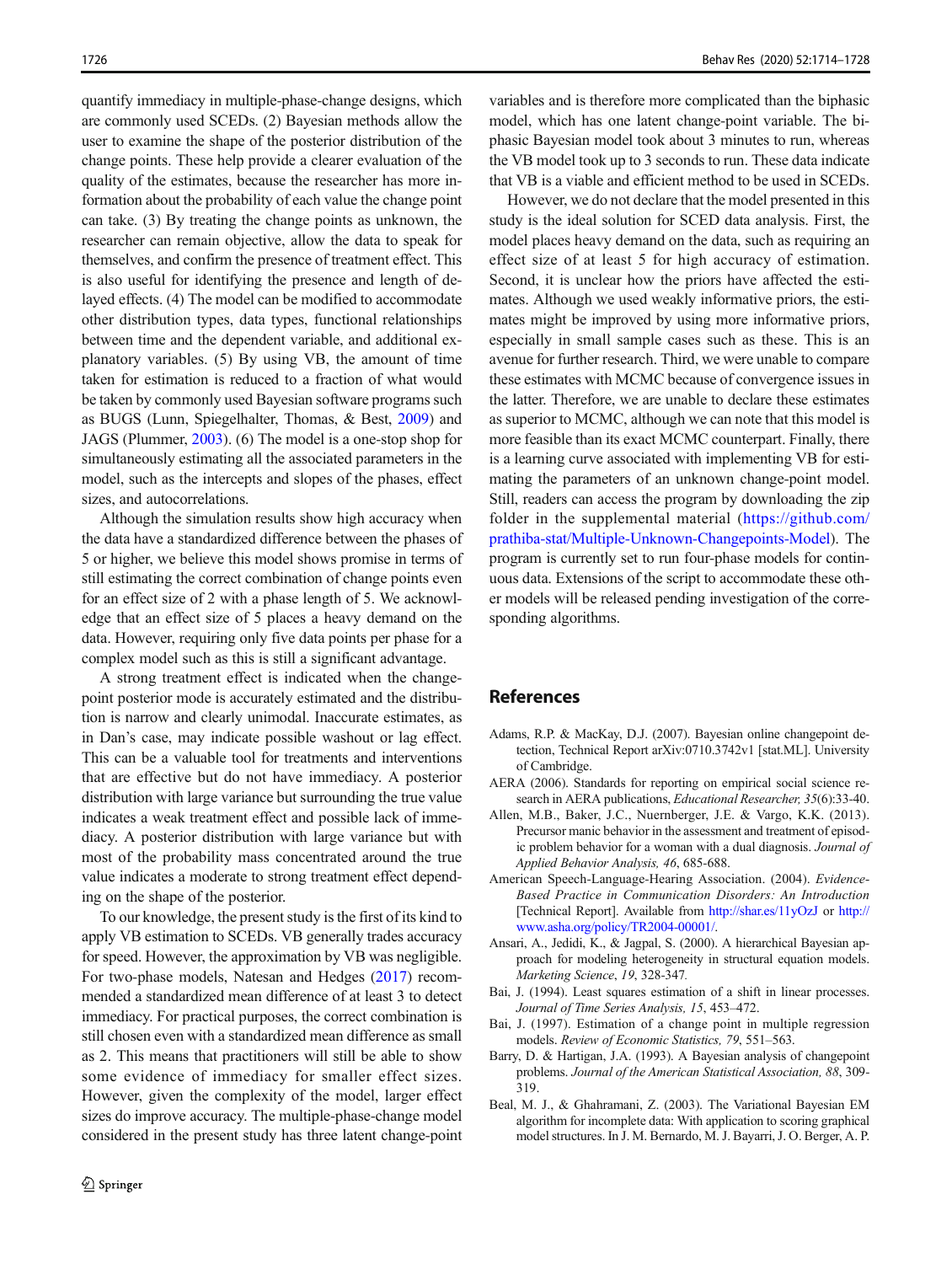quantify immediacy in multiple-phase-change designs, which are commonly used SCEDs. (2) Bayesian methods allow the user to examine the shape of the posterior distribution of the change points. These help provide a clearer evaluation of the quality of the estimates, because the researcher has more information about the probability of each value the change point can take. (3) By treating the change points as unknown, the researcher can remain objective, allow the data to speak for themselves, and confirm the presence of treatment effect. This is also useful for identifying the presence and length of delayed effects. (4) The model can be modified to accommodate other distribution types, data types, functional relationships between time and the dependent variable, and additional explanatory variables. (5) By using VB, the amount of time taken for estimation is reduced to a fraction of what would be taken by commonly used Bayesian software programs such as BUGS (Lunn, Spiegelhalter, Thomas, & Best, 2009) and JAGS (Plummer, 2003). (6) The model is a one-stop shop for simultaneously estimating all the associated parameters in the model, such as the intercepts and slopes of the phases, effect sizes, and autocorrelations.

Although the simulation results show high accuracy when the data have a standardized difference between the phases of 5 or higher, we believe this model shows promise in terms of still estimating the correct combination of change points even for an effect size of 2 with a phase length of 5. We acknowledge that an effect size of 5 places a heavy demand on the data. However, requiring only five data points per phase for a complex model such as this is still a significant advantage.

A strong treatment effect is indicated when the change-point posterior mode is accurately estimated and the distribution is narrow and clearly unimodal. Inaccurate estimates, as in Dan's case, may indicate possible washout or lag effect. This can be a valuable tool for treatments and interventions that are effective but do not have immediacy. A posterior distribution with large variance but surrounding the true value indicates a weak treatment effect and possible lack of immediacy. A posterior distribution with large variance but with most of the probability mass concentrated around the true value indicates a moderate to strong treatment effect depending on the shape of the posterior.

To our knowledge, the present study is the first of its kind to apply VB estimation to SCEDs. VB generally trades accuracy for speed. However, the approximation by VB was negligible. For two-phase models, Natesan and Hedges (2017) recommended a standardized mean difference of at least 3 to detect immediacy. For practical purposes, the correct combination is still chosen even with a standardized mean difference as small as 2. This means that practitioners will still be able to show some evidence of immediacy for smaller effect sizes. However, given the complexity of the model, larger effect sizes do improve accuracy. The multiple-phase-change model considered in the present study has three latent change-point variables and is therefore more complicated than the biphasic model, which has one latent change-point variable. The biphasic Bayesian model took about 3 minutes to run, whereas the VB model took up to 3 seconds to run. These data indicate that VB is a viable and efficient method to be used in SCEDs.

However, we do not declare that the model presented in this study is the ideal solution for SCED data analysis. First, the model places heavy demand on the data, such as requiring an effect size of at least 5 for high accuracy of estimation. Second, it is unclear how the priors have affected the estimates. Although we used weakly informative priors, the estimates might be improved by using more informative priors, especially in small sample cases such as these. This is an avenue for further research. Third, we were unable to compare these estimates with MCMC because of convergence issues in the latter. Therefore, we are unable to declare these estimates as superior to MCMC, although we can note that this model is more feasible than its exact MCMC counterpart. Finally, there is a learning curve associated with implementing VB for estimating the parameters of an unknown change-point model. Still, readers can access the program by downloading the zip folder in the supplemental material (https://github.com/prathiba-stat/Multiple-Unknown-Changepoints-Model). The program is currently set to run four-phase models for continuous data. Extensions of the script to accommodate these other models will be released pending investigation of the corresponding algorithms.

## References

Adams, R.P. & MacKay, D.J. (2007). Bayesian online changepoint detection, Technical Report arXiv:0710.3742v1 [stat.ML]. University of Cambridge.

AERA (2006). Standards for reporting on empirical social science research in AERA publications, *Educational Researcher, 35*(6):33-40.

Allen, M.B., Baker, J.C., Nuernberger, J.E. & Vargo, K.K. (2013). Precursor manic behavior in the assessment and treatment of episodic problem behavior for a woman with a dual diagnosis. *Journal of Applied Behavior Analysis, 46*, 685-688.

American Speech-Language-Hearing Association. (2004). *Evidence-Based Practice in Communication Disorders: An Introduction* [Technical Report]. Available from http://shar.es/11yOzJ or http://www.asha.org/policy/TR2004-00001/.

Ansari, A., Jedidi, K., & Jagpal, S. (2000). A hierarchical Bayesian approach for modeling heterogeneity in structural equation models. *Marketing Science*, *19*, 328-347.

Bai, J. (1994). Least squares estimation of a shift in linear processes. *Journal of Time Series Analysis, 15*, 453–472.

Bai, J. (1997). Estimation of a change point in multiple regression models. *Review of Economic Statistics, 79*, 551–563.

Barry, D. & Hartigan, J.A. (1993). A Bayesian analysis of changepoint problems. *Journal of the American Statistical Association, 88*, 309-319.

Beal, M. J., & Ghahramani, Z. (2003). The Variational Bayesian EM algorithm for incomplete data: With application to scoring graphical model structures. In J. M. Bernardo, M. J. Bayarri, J. O. Berger, A. P.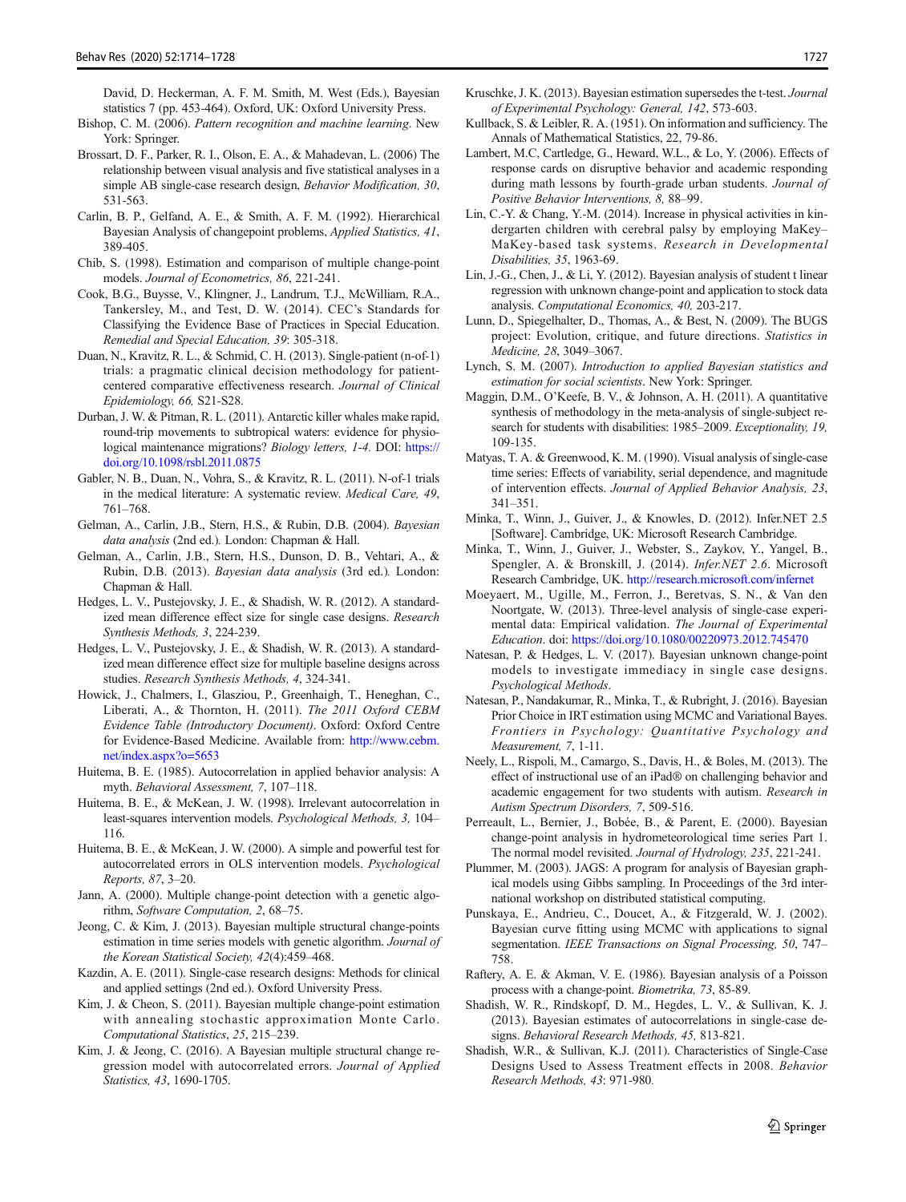David, D. Heckerman, A. F. M. Smith, M. West (Eds.), Bayesian statistics 7 (pp. 453-464). Oxford, UK: Oxford University Press.

Bishop, C. M. (2006). *Pattern recognition and machine learning*. New York: Springer.

Brossart, D. F., Parker, R. I., Olson, E. A., & Mahadevan, L. (2006) The relationship between visual analysis and five statistical analyses in a simple AB single-case research design, *Behavior Modification, 30*, 531-563.

Carlin, B. P., Gelfand, A. E., & Smith, A. F. M. (1992). Hierarchical Bayesian Analysis of changepoint problems, *Applied Statistics, 41*, 389-405.

Chib, S. (1998). Estimation and comparison of multiple change-point models. *Journal of Econometrics, 86*, 221-241.

Cook, B.G., Buysse, V., Klingner, J., Landrum, T.J., McWilliam, R.A., Tankersley, M., and Test, D. W. (2014). CEC's Standards for Classifying the Evidence Base of Practices in Special Education. *Remedial and Special Education, 39*: 305-318.

Duan, N., Kravitz, R. L., & Schmid, C. H. (2013). Single-patient (n-of-1) trials: a pragmatic clinical decision methodology for patient-centered comparative effectiveness research. *Journal of Clinical Epidemiology, 66,* S21-S28.

Durban, J. W. & Pitman, R. L. (2011). Antarctic killer whales make rapid, round-trip movements to subtropical waters: evidence for physiological maintenance migrations? *Biology letters, 1-4.* DOI: https://doi.org/10.1098/rsbl.2011.0875

Gabler, N. B., Duan, N., Vohra, S., & Kravitz, R. L. (2011). N-of-1 trials in the medical literature: A systematic review. *Medical Care, 49*, 761–768.

Gelman, A., Carlin, J.B., Stern, H.S., & Rubin, D.B. (2004). *Bayesian data analysis* (2nd ed.). London: Chapman & Hall.

Gelman, A., Carlin, J.B., Stern, H.S., Dunson, D. B., Vehtari, A., & Rubin, D.B. (2013). *Bayesian data analysis* (3rd ed.). London: Chapman & Hall.

Hedges, L. V., Pustejovsky, J. E., & Shadish, W. R. (2012). A standardized mean difference effect size for single case designs. *Research Synthesis Methods, 3*, 224-239.

Hedges, L. V., Pustejovsky, J. E., & Shadish, W. R. (2013). A standardized mean difference effect size for multiple baseline designs across studies. *Research Synthesis Methods, 4*, 324-341.

Howick, J., Chalmers, I., Glasziou, P., Greenhaigh, T., Heneghan, C., Liberati, A., & Thornton, H. (2011). *The 2011 Oxford CEBM Evidence Table (Introductory Document)*. Oxford: Oxford Centre for Evidence-Based Medicine. Available from: http://www.cebm.net/index.aspx?o=5653

Huitema, B. E. (1985). Autocorrelation in applied behavior analysis: A myth. *Behavioral Assessment, 7*, 107–118.

Huitema, B. E., & McKean, J. W. (1998). Irrelevant autocorrelation in least-squares intervention models. *Psychological Methods, 3,* 104–116.

Huitema, B. E., & McKean, J. W. (2000). A simple and powerful test for autocorrelated errors in OLS intervention models. *Psychological Reports, 87*, 3–20.

Jann, A. (2000). Multiple change-point detection with a genetic algorithm, *Software Computation, 2*, 68–75.

Jeong, C. & Kim, J. (2013). Bayesian multiple structural change-points estimation in time series models with genetic algorithm. *Journal of the Korean Statistical Society, 42*(4):459–468.

Kazdin, A. E. (2011). Single-case research designs: Methods for clinical and applied settings (2nd ed.). Oxford University Press.

Kim, J. & Cheon, S. (2011). Bayesian multiple change-point estimation with annealing stochastic approximation Monte Carlo. *Computational Statistics, 25*, 215–239.

Kim, J. & Jeong, C. (2016). A Bayesian multiple structural change regression model with autocorrelated errors. *Journal of Applied Statistics, 43*, 1690-1705.

Kruschke, J. K. (2013). Bayesian estimation supersedes the t-test. *Journal of Experimental Psychology: General, 142*, 573-603.

Kullback, S. & Leibler, R. A. (1951). On information and sufficiency. The Annals of Mathematical Statistics, 22, 79-86.

Lambert, M.C, Cartledge, G., Heward, W.L., & Lo, Y. (2006). Effects of response cards on disruptive behavior and academic responding during math lessons by fourth-grade urban students. *Journal of Positive Behavior Interventions, 8,* 88–99.

Lin, C.-Y. & Chang, Y.-M. (2014). Increase in physical activities in kindergarten children with cerebral palsy by employing MaKey–MaKey-based task systems. *Research in Developmental Disabilities, 35*, 1963-69.

Lin, J.-G., Chen, J., & Li, Y. (2012). Bayesian analysis of student t linear regression with unknown change-point and application to stock data analysis. *Computational Economics, 40,* 203-217.

Lunn, D., Spiegelhalter, D., Thomas, A., & Best, N. (2009). The BUGS project: Evolution, critique, and future directions. *Statistics in Medicine, 28*, 3049–3067.

Lynch, S. M. (2007). *Introduction to applied Bayesian statistics and estimation for social scientists*. New York: Springer.

Maggin, D.M., O'Keefe, B. V., & Johnson, A. H. (2011). A quantitative synthesis of methodology in the meta-analysis of single-subject research for students with disabilities: 1985–2009. *Exceptionality, 19,* 109-135.

Matyas, T. A. & Greenwood, K. M. (1990). Visual analysis of single-case time series: Effects of variability, serial dependence, and magnitude of intervention effects. *Journal of Applied Behavior Analysis, 23*, 341–351.

Minka, T., Winn, J., Guiver, J., & Knowles, D. (2012). Infer.NET 2.5 [Software]. Cambridge, UK: Microsoft Research Cambridge.

Minka, T., Winn, J., Guiver, J., Webster, S., Zaykov, Y., Yangel, B., Spengler, A. & Bronskill, J. (2014). *Infer.NET 2.6*. Microsoft Research Cambridge, UK. http://research.microsoft.com/infernet

Moeyaert, M., Ugille, M., Ferron, J., Beretvas, S. N., & Van den Noortgate, W. (2013). Three-level analysis of single-case experimental data: Empirical validation. *The Journal of Experimental Education*. doi: https://doi.org/10.1080/00220973.2012.745470

Natesan, P. & Hedges, L. V. (2017). Bayesian unknown change-point models to investigate immediacy in single case designs. *Psychological Methods*.

Natesan, P., Nandakumar, R., Minka, T., & Rubright, J. (2016). Bayesian Prior Choice in IRT estimation using MCMC and Variational Bayes. *Frontiers in Psychology: Quantitative Psychology and Measurement, 7*, 1-11.

Neely, L., Rispoli, M., Camargo, S., Davis, H., & Boles, M. (2013). The effect of instructional use of an iPad® on challenging behavior and academic engagement for two students with autism. *Research in Autism Spectrum Disorders, 7*, 509-516.

Perreault, L., Bernier, J., Bobée, B., & Parent, E. (2000). Bayesian change-point analysis in hydrometeorological time series Part 1. The normal model revisited. *Journal of Hydrology, 235*, 221-241.

Plummer, M. (2003). JAGS: A program for analysis of Bayesian graphical models using Gibbs sampling. In Proceedings of the 3rd international workshop on distributed statistical computing.

Punskaya, E., Andrieu, C., Doucet, A., & Fitzgerald, W. J. (2002). Bayesian curve fitting using MCMC with applications to signal segmentation. *IEEE Transactions on Signal Processing, 50*, 747–758.

Raftery, A. E. & Akman, V. E. (1986). Bayesian analysis of a Poisson process with a change-point. *Biometrika, 73*, 85-89.

Shadish, W. R., Rindskopf, D. M., Hegdes, L. V., & Sullivan, K. J. (2013). Bayesian estimates of autocorrelations in single-case designs. *Behavioral Research Methods, 45,* 813-821.

Shadish, W.R., & Sullivan, K.J. (2011). Characteristics of Single-Case Designs Used to Assess Treatment effects in 2008. *Behavior Research Methods, 43*: 971-980.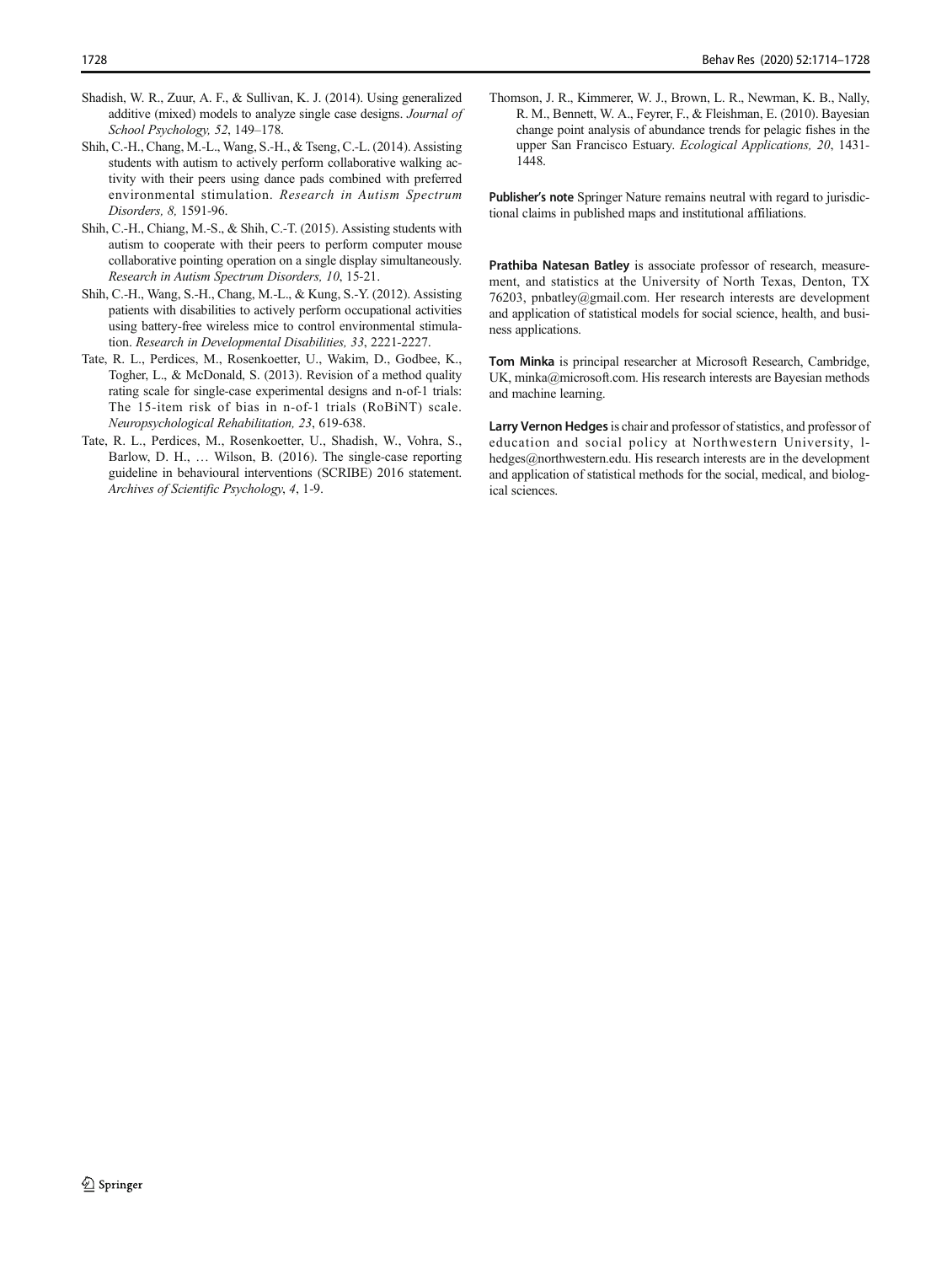Shadish, W. R., Zuur, A. F., & Sullivan, K. J. (2014). Using generalized additive (mixed) models to analyze single case designs. *Journal of School Psychology, 52*, 149–178.

Shih, C.-H., Chang, M.-L., Wang, S.-H., & Tseng, C.-L. (2014). Assisting students with autism to actively perform collaborative walking activity with their peers using dance pads combined with preferred environmental stimulation. *Research in Autism Spectrum Disorders, 8,* 1591-96.

Shih, C.-H., Chiang, M.-S., & Shih, C.-T. (2015). Assisting students with autism to cooperate with their peers to perform computer mouse collaborative pointing operation on a single display simultaneously. *Research in Autism Spectrum Disorders, 10*, 15-21.

Shih, C.-H., Wang, S.-H., Chang, M.-L., & Kung, S.-Y. (2012). Assisting patients with disabilities to actively perform occupational activities using battery-free wireless mice to control environmental stimulation. *Research in Developmental Disabilities, 33*, 2221-2227.

Tate, R. L., Perdices, M., Rosenkoetter, U., Wakim, D., Godbee, K., Togher, L., & McDonald, S. (2013). Revision of a method quality rating scale for single-case experimental designs and n-of-1 trials: The 15-item risk of bias in n-of-1 trials (RoBiNT) scale. *Neuropsychological Rehabilitation, 23*, 619-638.

Tate, R. L., Perdices, M., Rosenkoetter, U., Shadish, W., Vohra, S., Barlow, D. H., … Wilson, B. (2016). The single-case reporting guideline in behavioural interventions (SCRIBE) 2016 statement. *Archives of Scientific Psychology*, *4*, 1-9.

Thomson, J. R., Kimmerer, W. J., Brown, L. R., Newman, K. B., Nally, R. M., Bennett, W. A., Feyrer, F., & Fleishman, E. (2010). Bayesian change point analysis of abundance trends for pelagic fishes in the upper San Francisco Estuary. *Ecological Applications, 20*, 1431-1448.

**Publisher's note** Springer Nature remains neutral with regard to jurisdictional claims in published maps and institutional affiliations.

**Prathiba Natesan Batley** is associate professor of research, measurement, and statistics at the University of North Texas, Denton, TX 76203, pnbatley@gmail.com. Her research interests are development and application of statistical models for social science, health, and business applications.

**Tom Minka** is principal researcher at Microsoft Research, Cambridge, UK, minka@microsoft.com. His research interests are Bayesian methods and machine learning.

**Larry Vernon Hedges** is chair and professor of statistics, and professor of education and social policy at Northwestern University, l-hedges@northwestern.edu. His research interests are in the development and application of statistical methods for the social, medical, and biological sciences.